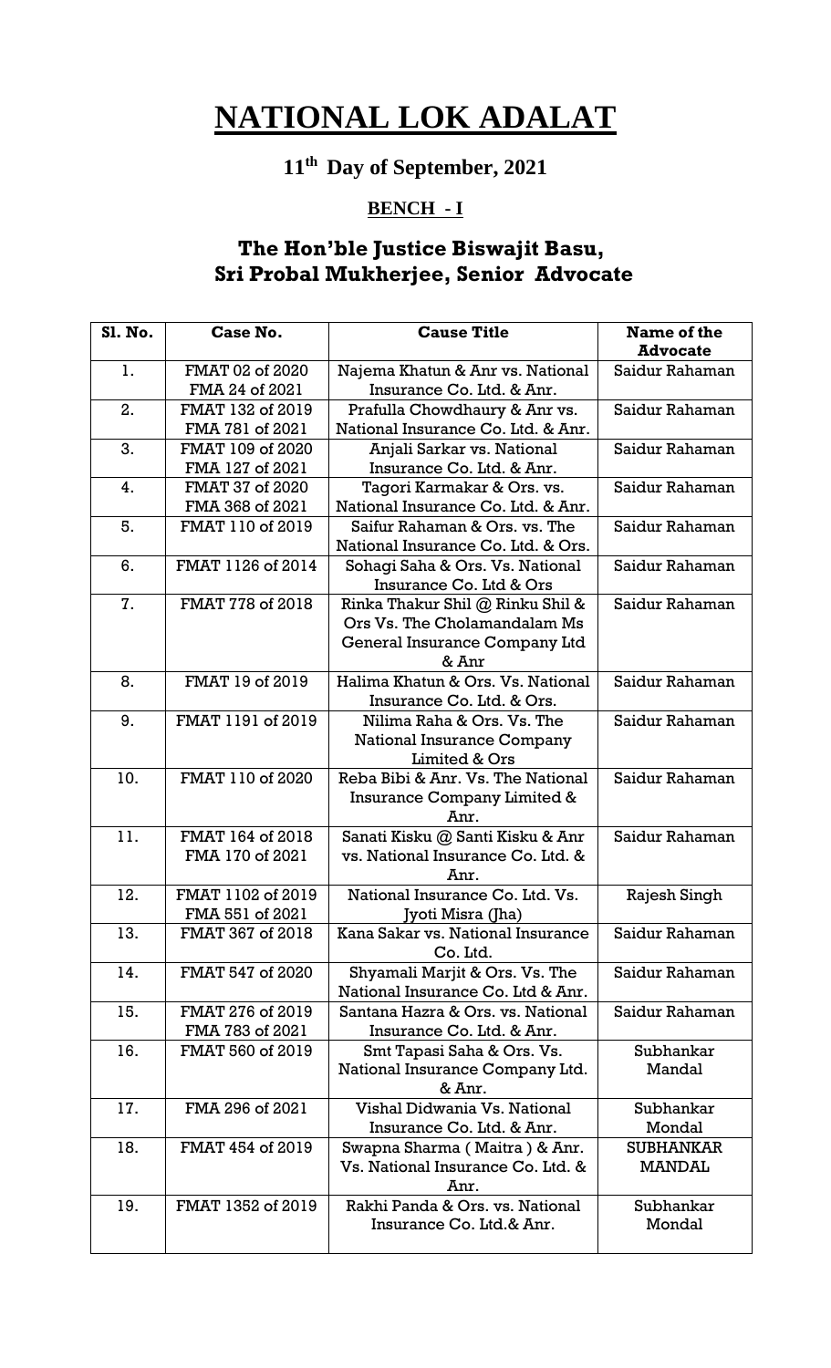# NATIONAL LOK ADALAT

## 11th Day of September, 2021

### BENCH - I

### The Hon'ble Justice Biswajit Basu, Sri Probal Mukherjee, Senior Advocate

| Sl. No. | Case No. | Cause Title | Name of the Advocate |
|---|---|---|---|
| 1. | FMAT 02 of 2020 FMA 24 of 2021 | Najema Khatun & Anr vs. National Insurance Co. Ltd. & Anr. | Saidur Rahaman |
| 2. | FMAT 132 of 2019 FMA 781 of 2021 | Prafulla Chowdhaury & Anr vs. National Insurance Co. Ltd. & Anr. | Saidur Rahaman |
| 3. | FMAT 109 of 2020 FMA 127 of 2021 | Anjali Sarkar vs. National Insurance Co. Ltd. & Anr. | Saidur Rahaman |
| 4. | FMAT 37 of 2020 FMA 368 of 2021 | Tagori Karmakar & Ors. vs. National Insurance Co. Ltd. & Anr. | Saidur Rahaman |
| 5. | FMAT 110 of 2019 | Saifur Rahaman & Ors. vs. The National Insurance Co. Ltd. & Ors. | Saidur Rahaman |
| 6. | FMAT 1126 of 2014 | Sohagi Saha & Ors. Vs. National Insurance Co. Ltd & Ors | Saidur Rahaman |
| 7. | FMAT 778 of 2018 | Rinka Thakur Shil @ Rinku Shil & Ors Vs. The Cholamandalam Ms General Insurance Company Ltd & Anr | Saidur Rahaman |
| 8. | FMAT 19 of 2019 | Halima Khatun & Ors. Vs. National Insurance Co. Ltd. & Ors. | Saidur Rahaman |
| 9. | FMAT 1191 of 2019 | Nilima Raha & Ors. Vs. The National Insurance Company Limited & Ors | Saidur Rahaman |
| 10. | FMAT 110 of 2020 | Reba Bibi & Anr. Vs. The National Insurance Company Limited & Anr. | Saidur Rahaman |
| 11. | FMAT 164 of 2018 FMA 170 of 2021 | Sanati Kisku @ Santi Kisku & Anr vs. National Insurance Co. Ltd. & Anr. | Saidur Rahaman |
| 12. | FMAT 1102 of 2019 FMA 551 of 2021 | National Insurance Co. Ltd. Vs. Jyoti Misra (Jha) | Rajesh Singh |
| 13. | FMAT 367 of 2018 | Kana Sakar vs. National Insurance Co. Ltd. | Saidur Rahaman |
| 14. | FMAT 547 of 2020 | Shyamali Marjit & Ors. Vs. The National Insurance Co. Ltd & Anr. | Saidur Rahaman |
| 15. | FMAT 276 of 2019 FMA 783 of 2021 | Santana Hazra & Ors. vs. National Insurance Co. Ltd. & Anr. | Saidur Rahaman |
| 16. | FMAT 560 of 2019 | Smt Tapasi Saha & Ors. Vs. National Insurance Company Ltd. & Anr. | Subhankar Mandal |
| 17. | FMA 296 of 2021 | Vishal Didwania Vs. National Insurance Co. Ltd. & Anr. | Subhankar Mondal |
| 18. | FMAT 454 of 2019 | Swapna Sharma ( Maitra ) & Anr. Vs. National Insurance Co. Ltd. & Anr. | SUBHANKAR MANDAL |
| 19. | FMAT 1352 of 2019 | Rakhi Panda & Ors. vs. National Insurance Co. Ltd.& Anr. | Subhankar Mondal |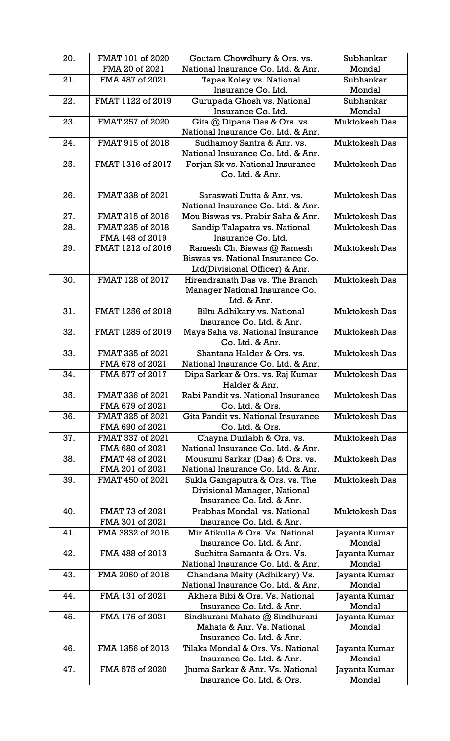| | | | |
|---|---|---|---|
| 20. | FMAT 101 of 2020 FMA 20 of 2021 | Goutam Chowdhury & Ors. vs. National Insurance Co. Ltd. & Anr. | Subhankar Mondal |
| 21. | FMA 487 of 2021 | Tapas Koley vs. National Insurance Co. Ltd. | Subhankar Mondal |
| 22. | FMAT 1122 of 2019 | Gurupada Ghosh vs. National Insurance Co. Ltd. | Subhankar Mondal |
| 23. | FMAT 257 of 2020 | Gita @ Dipana Das & Ors. vs. National Insurance Co. Ltd. & Anr. | Muktokesh Das |
| 24. | FMAT 915 of 2018 | Sudhamoy Santra & Anr. vs. National Insurance Co. Ltd. & Anr. | Muktokesh Das |
| 25. | FMAT 1316 of 2017 | Forjan Sk vs. National Insurance Co. Ltd. & Anr. | Muktokesh Das |
| 26. | FMAT 338 of 2021 | Saraswati Dutta & Anr. vs. National Insurance Co. Ltd. & Anr. | Muktokesh Das |
| 27. | FMAT 315 of 2016 | Mou Biswas vs. Prabir Saha & Anr. | Muktokesh Das |
| 28. | FMAT 235 of 2018 FMA 148 of 2019 | Sandip Talapatra vs. National Insurance Co. Ltd. | Muktokesh Das |
| 29. | FMAT 1212 of 2016 | Ramesh Ch. Biswas @ Ramesh Biswas vs. National Insurance Co. Ltd(Divisional Officer) & Anr. | Muktokesh Das |
| 30. | FMAT 128 of 2017 | Hirendranath Das vs. The Branch Manager National Insurance Co. Ltd. & Anr. | Muktokesh Das |
| 31. | FMAT 1256 of 2018 | Biltu Adhikary vs. National Insurance Co. Ltd. & Anr. | Muktokesh Das |
| 32. | FMAT 1285 of 2019 | Maya Saha vs. National Insurance Co. Ltd. & Anr. | Muktokesh Das |
| 33. | FMAT 335 of 2021 FMA 678 of 2021 | Shantana Halder & Ors. vs. National Insurance Co. Ltd. & Anr. | Muktokesh Das |
| 34. | FMA 577 of 2017 | Dipa Sarkar & Ors. vs. Raj Kumar Halder & Anr. | Muktokesh Das |
| 35. | FMAT 336 of 2021 FMA 679 of 2021 | Rabi Pandit vs. National Insurance Co. Ltd. & Ors. | Muktokesh Das |
| 36. | FMAT 325 of 2021 FMA 690 of 2021 | Gita Pandit vs. National Insurance Co. Ltd. & Ors. | Muktokesh Das |
| 37. | FMAT 337 of 2021 FMA 680 of 2021 | Chayna Durlabh & Ors. vs. National Insurance Co. Ltd. & Anr. | Muktokesh Das |
| 38. | FMAT 48 of 2021 FMA 201 of 2021 | Mousumi Sarkar (Das) & Ors. vs. National Insurance Co. Ltd. & Anr. | Muktokesh Das |
| 39. | FMAT 450 of 2021 | Sukla Gangaputra & Ors. vs. The Divisional Manager, National Insurance Co. Ltd. & Anr. | Muktokesh Das |
| 40. | FMAT 73 of 2021 FMA 301 of 2021 | Prabhas Mondal vs. National Insurance Co. Ltd. & Anr. | Muktokesh Das |
| 41. | FMA 3832 of 2016 | Mir Atikulla & Ors. Vs. National Insurance Co. Ltd. & Anr. | Jayanta Kumar Mondal |
| 42. | FMA 488 of 2013 | Suchitra Samanta & Ors. Vs. National Insurance Co. Ltd. & Anr. | Jayanta Kumar Mondal |
| 43. | FMA 2060 of 2018 | Chandana Maity (Adhikary) Vs. National Insurance Co. Ltd. & Anr. | Jayanta Kumar Mondal |
| 44. | FMA 131 of 2021 | Akhera Bibi & Ors. Vs. National Insurance Co. Ltd. & Anr. | Jayanta Kumar Mondal |
| 45. | FMA 175 of 2021 | Sindhurani Mahato @ Sindhurani Mahata & Anr. Vs. National Insurance Co. Ltd. & Anr. | Jayanta Kumar Mondal |
| 46. | FMA 1356 of 2013 | Tilaka Mondal & Ors. Vs. National Insurance Co. Ltd. & Anr. | Jayanta Kumar Mondal |
| 47. | FMA 575 of 2020 | Jhuma Sarkar & Anr. Vs. National Insurance Co. Ltd. & Ors. | Jayanta Kumar Mondal |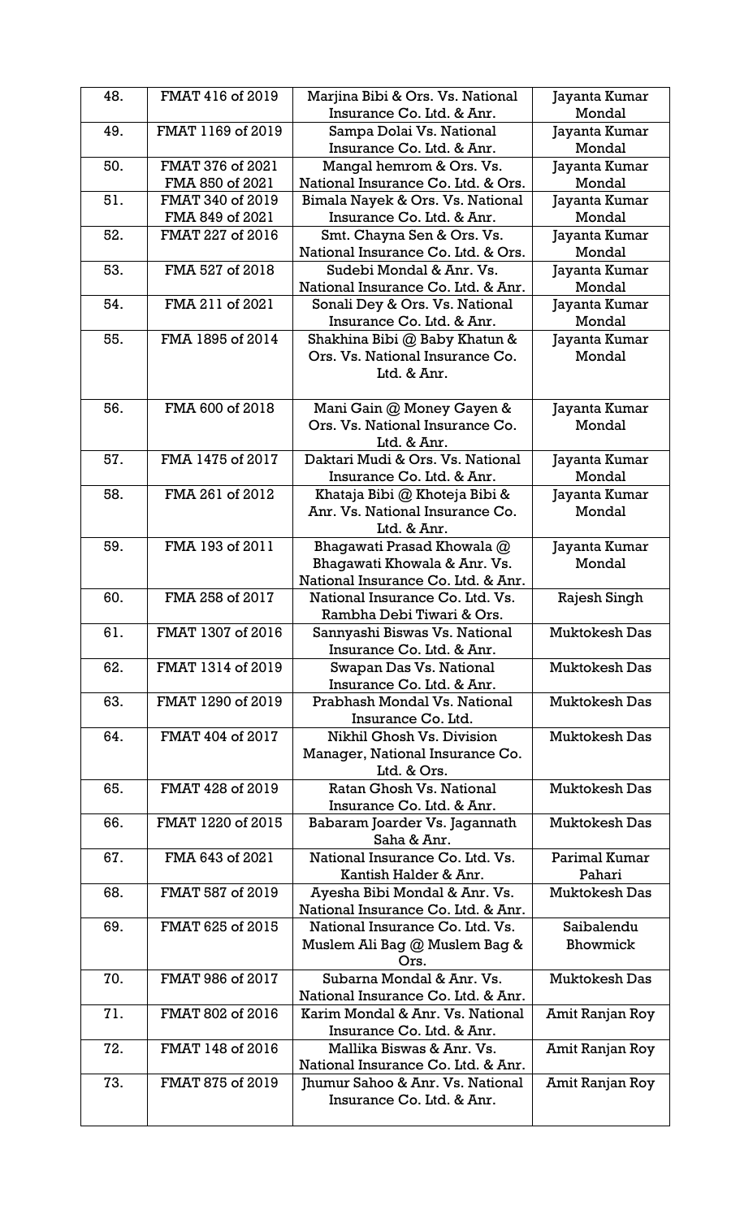| 48. | FMAT 416 of 2019 | Marjina Bibi & Ors. Vs. National Insurance Co. Ltd. & Anr. | Jayanta Kumar Mondal |
|---|---|---|---|
| 49. | FMAT 1169 of 2019 | Sampa Dolai Vs. National Insurance Co. Ltd. & Anr. | Jayanta Kumar Mondal |
| 50. | FMAT 376 of 2021<br>FMA 850 of 2021 | Mangal hemrom & Ors. Vs. National Insurance Co. Ltd. & Ors. | Jayanta Kumar Mondal |
| 51. | FMAT 340 of 2019<br>FMA 849 of 2021 | Bimala Nayek & Ors. Vs. National Insurance Co. Ltd. & Anr. | Jayanta Kumar Mondal |
| 52. | FMAT 227 of 2016 | Smt. Chayna Sen & Ors. Vs. National Insurance Co. Ltd. & Ors. | Jayanta Kumar Mondal |
| 53. | FMA 527 of 2018 | Sudebi Mondal & Anr. Vs. National Insurance Co. Ltd. & Anr. | Jayanta Kumar Mondal |
| 54. | FMA 211 of 2021 | Sonali Dey & Ors. Vs. National Insurance Co. Ltd. & Anr. | Jayanta Kumar Mondal |
| 55. | FMA 1895 of 2014 | Shakhina Bibi @ Baby Khatun & Ors. Vs. National Insurance Co. Ltd. & Anr. | Jayanta Kumar Mondal |
| 56. | FMA 600 of 2018 | Mani Gain @ Money Gayen & Ors. Vs. National Insurance Co. Ltd. & Anr. | Jayanta Kumar Mondal |
| 57. | FMA 1475 of 2017 | Daktari Mudi & Ors. Vs. National Insurance Co. Ltd. & Anr. | Jayanta Kumar Mondal |
| 58. | FMA 261 of 2012 | Khataja Bibi @ Khoteja Bibi & Anr. Vs. National Insurance Co. Ltd. & Anr. | Jayanta Kumar Mondal |
| 59. | FMA 193 of 2011 | Bhagawati Prasad Khowala @ Bhagawati Khowala & Anr. Vs. National Insurance Co. Ltd. & Anr. | Jayanta Kumar Mondal |
| 60. | FMA 258 of 2017 | National Insurance Co. Ltd. Vs. Rambha Debi Tiwari & Ors. | Rajesh Singh |
| 61. | FMAT 1307 of 2016 | Sannyashi Biswas Vs. National Insurance Co. Ltd. & Anr. | Muktokesh Das |
| 62. | FMAT 1314 of 2019 | Swapan Das Vs. National Insurance Co. Ltd. & Anr. | Muktokesh Das |
| 63. | FMAT 1290 of 2019 | Prabhash Mondal Vs. National Insurance Co. Ltd. | Muktokesh Das |
| 64. | FMAT 404 of 2017 | Nikhil Ghosh Vs. Division Manager, National Insurance Co. Ltd. & Ors. | Muktokesh Das |
| 65. | FMAT 428 of 2019 | Ratan Ghosh Vs. National Insurance Co. Ltd. & Anr. | Muktokesh Das |
| 66. | FMAT 1220 of 2015 | Babaram Joarder Vs. Jagannath Saha & Anr. | Muktokesh Das |
| 67. | FMA 643 of 2021 | National Insurance Co. Ltd. Vs. Kantish Halder & Anr. | Parimal Kumar Pahari |
| 68. | FMAT 587 of 2019 | Ayesha Bibi Mondal & Anr. Vs. National Insurance Co. Ltd. & Anr. | Muktokesh Das |
| 69. | FMAT 625 of 2015 | National Insurance Co. Ltd. Vs. Muslem Ali Bag @ Muslem Bag & Ors. | Saibalendu Bhowmick |
| 70. | FMAT 986 of 2017 | Subarna Mondal & Anr. Vs. National Insurance Co. Ltd. & Anr. | Muktokesh Das |
| 71. | FMAT 802 of 2016 | Karim Mondal & Anr. Vs. National Insurance Co. Ltd. & Anr. | Amit Ranjan Roy |
| 72. | FMAT 148 of 2016 | Mallika Biswas & Anr. Vs. National Insurance Co. Ltd. & Anr. | Amit Ranjan Roy |
| 73. | FMAT 875 of 2019 | Jhumur Sahoo & Anr. Vs. National Insurance Co. Ltd. & Anr. | Amit Ranjan Roy |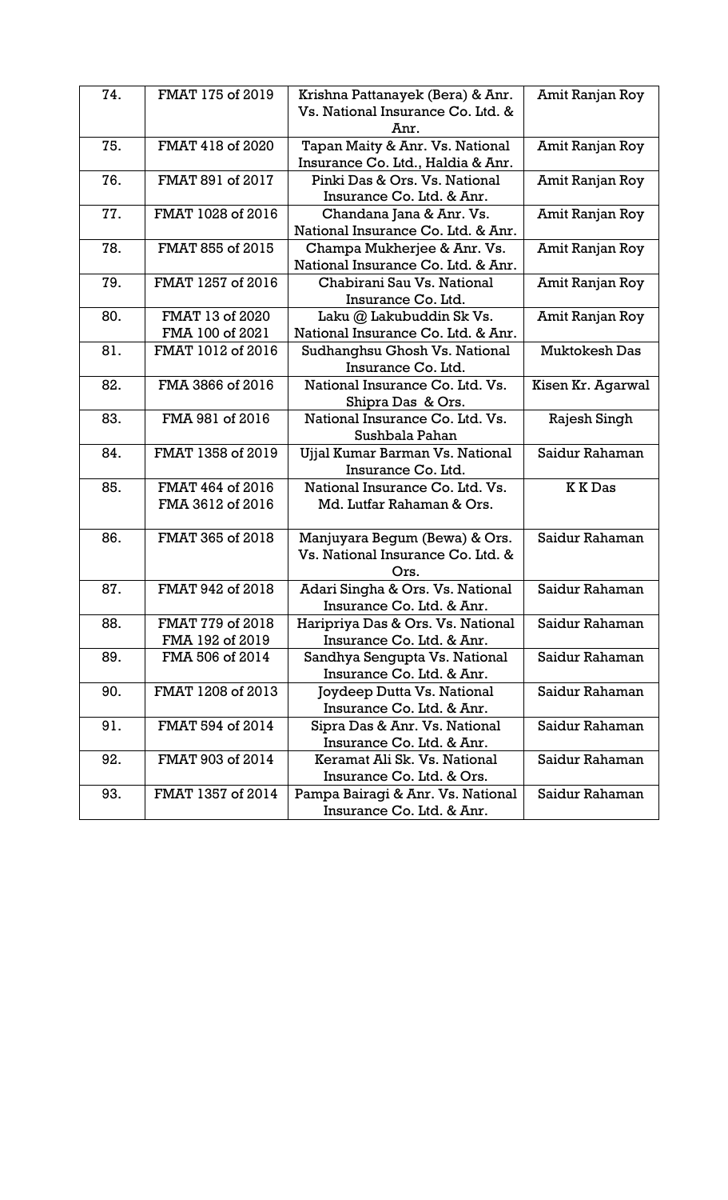| 74. | FMAT 175 of 2019 | Krishna Pattanayek (Bera) & Anr. Vs. National Insurance Co. Ltd. & Anr. | Amit Ranjan Roy |
|---|---|---|---|
| 75. | FMAT 418 of 2020 | Tapan Maity & Anr. Vs. National Insurance Co. Ltd., Haldia & Anr. | Amit Ranjan Roy |
| 76. | FMAT 891 of 2017 | Pinki Das & Ors. Vs. National Insurance Co. Ltd. & Anr. | Amit Ranjan Roy |
| 77. | FMAT 1028 of 2016 | Chandana Jana & Anr. Vs. National Insurance Co. Ltd. & Anr. | Amit Ranjan Roy |
| 78. | FMAT 855 of 2015 | Champa Mukherjee & Anr. Vs. National Insurance Co. Ltd. & Anr. | Amit Ranjan Roy |
| 79. | FMAT 1257 of 2016 | Chabirani Sau Vs. National Insurance Co. Ltd. | Amit Ranjan Roy |
| 80. | FMAT 13 of 2020<br>FMA 100 of 2021 | Laku @ Lakubuddin Sk Vs. National Insurance Co. Ltd. & Anr. | Amit Ranjan Roy |
| 81. | FMAT 1012 of 2016 | Sudhanghsu Ghosh Vs. National Insurance Co. Ltd. | Muktokesh Das |
| 82. | FMA 3866 of 2016 | National Insurance Co. Ltd. Vs. Shipra Das & Ors. | Kisen Kr. Agarwal |
| 83. | FMA 981 of 2016 | National Insurance Co. Ltd. Vs. Sushbala Pahan | Rajesh Singh |
| 84. | FMAT 1358 of 2019 | Ujjal Kumar Barman Vs. National Insurance Co. Ltd. | Saidur Rahaman |
| 85. | FMAT 464 of 2016<br>FMA 3612 of 2016 | National Insurance Co. Ltd. Vs. Md. Lutfar Rahaman & Ors. | K K Das |
| 86. | FMAT 365 of 2018 | Manjuyara Begum (Bewa) & Ors. Vs. National Insurance Co. Ltd. & Ors. | Saidur Rahaman |
| 87. | FMAT 942 of 2018 | Adari Singha & Ors. Vs. National Insurance Co. Ltd. & Anr. | Saidur Rahaman |
| 88. | FMAT 779 of 2018<br>FMA 192 of 2019 | Haripriya Das & Ors. Vs. National Insurance Co. Ltd. & Anr. | Saidur Rahaman |
| 89. | FMA 506 of 2014 | Sandhya Sengupta Vs. National Insurance Co. Ltd. & Anr. | Saidur Rahaman |
| 90. | FMAT 1208 of 2013 | Joydeep Dutta Vs. National Insurance Co. Ltd. & Anr. | Saidur Rahaman |
| 91. | FMAT 594 of 2014 | Sipra Das & Anr. Vs. National Insurance Co. Ltd. & Anr. | Saidur Rahaman |
| 92. | FMAT 903 of 2014 | Keramat Ali Sk. Vs. National Insurance Co. Ltd. & Ors. | Saidur Rahaman |
| 93. | FMAT 1357 of 2014 | Pampa Bairagi & Anr. Vs. National Insurance Co. Ltd. & Anr. | Saidur Rahaman |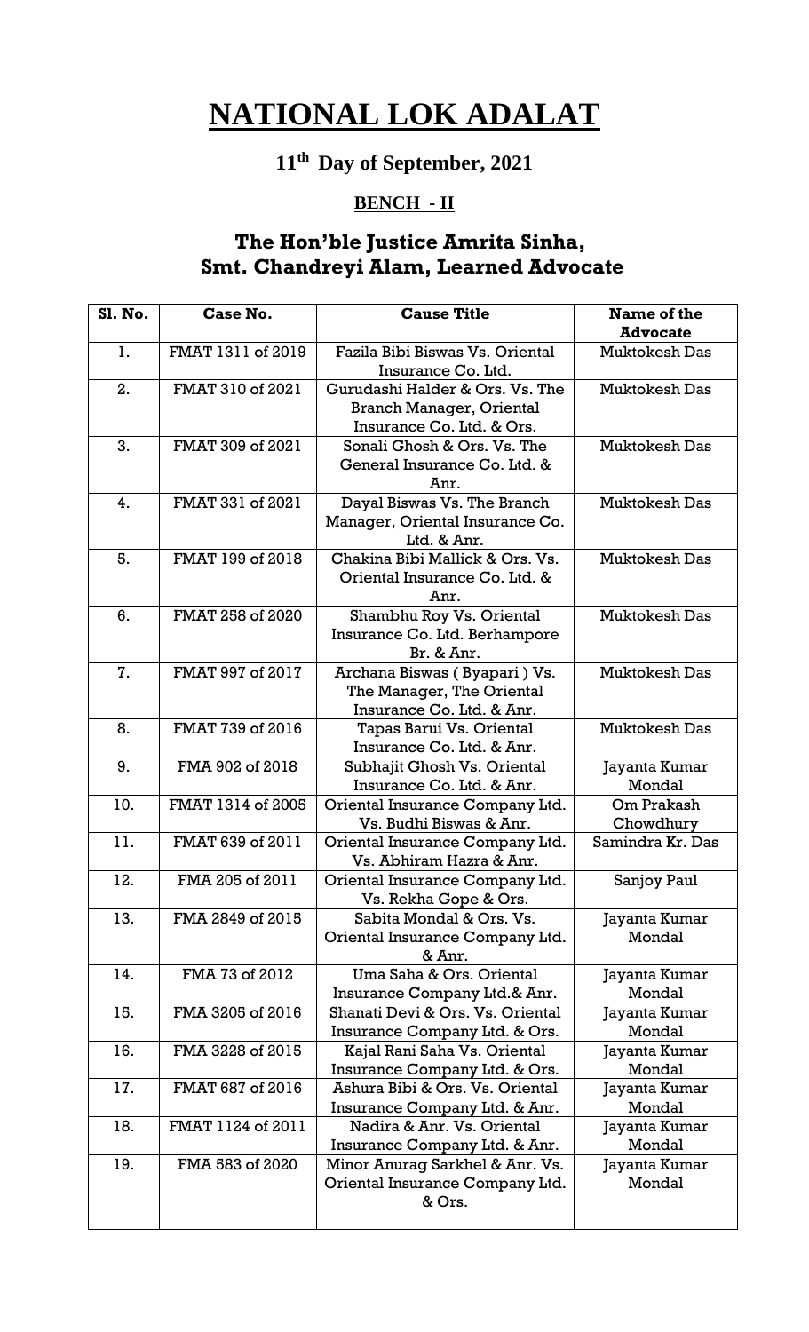# NATIONAL LOK ADALAT

## 11th Day of September, 2021

### BENCH - II

### The Hon'ble Justice Amrita Sinha, Smt. Chandreyi Alam, Learned Advocate

| Sl. No. | Case No. | Cause Title | Name of the Advocate |
|---|---|---|---|
| 1. | FMAT 1311 of 2019 | Fazila Bibi Biswas Vs. Oriental Insurance Co. Ltd. | Muktokesh Das |
| 2. | FMAT 310 of 2021 | Gurudashi Halder & Ors. Vs. The Branch Manager, Oriental Insurance Co. Ltd. & Ors. | Muktokesh Das |
| 3. | FMAT 309 of 2021 | Sonali Ghosh & Ors. Vs. The General Insurance Co. Ltd. & Anr. | Muktokesh Das |
| 4. | FMAT 331 of 2021 | Dayal Biswas Vs. The Branch Manager, Oriental Insurance Co. Ltd. & Anr. | Muktokesh Das |
| 5. | FMAT 199 of 2018 | Chakina Bibi Mallick & Ors. Vs. Oriental Insurance Co. Ltd. & Anr. | Muktokesh Das |
| 6. | FMAT 258 of 2020 | Shambhu Roy Vs. Oriental Insurance Co. Ltd. Berhampore Br. & Anr. | Muktokesh Das |
| 7. | FMAT 997 of 2017 | Archana Biswas ( Byapari ) Vs. The Manager, The Oriental Insurance Co. Ltd. & Anr. | Muktokesh Das |
| 8. | FMAT 739 of 2016 | Tapas Barui Vs. Oriental Insurance Co. Ltd. & Anr. | Muktokesh Das |
| 9. | FMA 902 of 2018 | Subhajit Ghosh Vs. Oriental Insurance Co. Ltd. & Anr. | Jayanta Kumar Mondal |
| 10. | FMAT 1314 of 2005 | Oriental Insurance Company Ltd. Vs. Budhi Biswas & Anr. | Om Prakash Chowdhury |
| 11. | FMAT 639 of 2011 | Oriental Insurance Company Ltd. Vs. Abhiram Hazra & Anr. | Samindra Kr. Das |
| 12. | FMA 205 of 2011 | Oriental Insurance Company Ltd. Vs. Rekha Gope & Ors. | Sanjoy Paul |
| 13. | FMA 2849 of 2015 | Sabita Mondal & Ors. Vs. Oriental Insurance Company Ltd. & Anr. | Jayanta Kumar Mondal |
| 14. | FMA 73 of 2012 | Uma Saha & Ors. Oriental Insurance Company Ltd.& Anr. | Jayanta Kumar Mondal |
| 15. | FMA 3205 of 2016 | Shanati Devi & Ors. Vs. Oriental Insurance Company Ltd. & Ors. | Jayanta Kumar Mondal |
| 16. | FMA 3228 of 2015 | Kajal Rani Saha Vs. Oriental Insurance Company Ltd. & Ors. | Jayanta Kumar Mondal |
| 17. | FMAT 687 of 2016 | Ashura Bibi & Ors. Vs. Oriental Insurance Company Ltd. & Anr. | Jayanta Kumar Mondal |
| 18. | FMAT 1124 of 2011 | Nadira & Anr. Vs. Oriental Insurance Company Ltd. & Anr. | Jayanta Kumar Mondal |
| 19. | FMA 583 of 2020 | Minor Anurag Sarkhel & Anr. Vs. Oriental Insurance Company Ltd. & Ors. | Jayanta Kumar Mondal |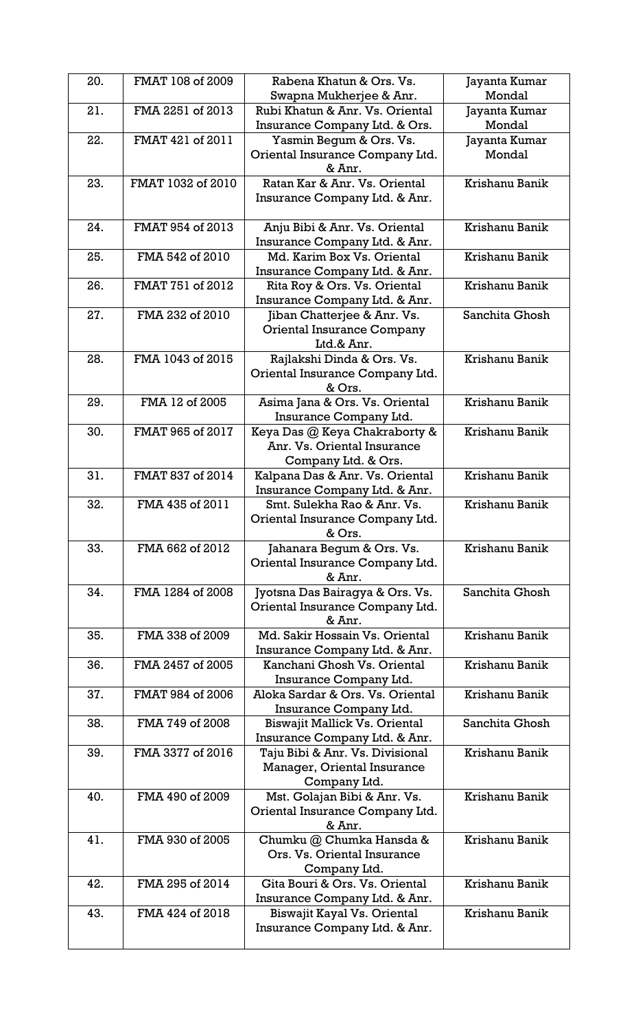| 20. | FMAT 108 of 2009 | Rabena Khatun & Ors. Vs. Swapna Mukherjee & Anr. | Jayanta Kumar Mondal |
|---|---|---|---|
| 21. | FMA 2251 of 2013 | Rubi Khatun & Anr. Vs. Oriental Insurance Company Ltd. & Ors. | Jayanta Kumar Mondal |
| 22. | FMAT 421 of 2011 | Yasmin Begum & Ors. Vs. Oriental Insurance Company Ltd. & Anr. | Jayanta Kumar Mondal |
| 23. | FMAT 1032 of 2010 | Ratan Kar & Anr. Vs. Oriental Insurance Company Ltd. & Anr. | Krishanu Banik |
| 24. | FMAT 954 of 2013 | Anju Bibi & Anr. Vs. Oriental Insurance Company Ltd. & Anr. | Krishanu Banik |
| 25. | FMA 542 of 2010 | Md. Karim Box Vs. Oriental Insurance Company Ltd. & Anr. | Krishanu Banik |
| 26. | FMAT 751 of 2012 | Rita Roy & Ors. Vs. Oriental Insurance Company Ltd. & Anr. | Krishanu Banik |
| 27. | FMA 232 of 2010 | Jiban Chatterjee & Anr. Vs. Oriental Insurance Company Ltd.& Anr. | Sanchita Ghosh |
| 28. | FMA 1043 of 2015 | Rajlakshi Dinda & Ors. Vs. Oriental Insurance Company Ltd. & Ors. | Krishanu Banik |
| 29. | FMA 12 of 2005 | Asima Jana & Ors. Vs. Oriental Insurance Company Ltd. | Krishanu Banik |
| 30. | FMAT 965 of 2017 | Keya Das @ Keya Chakraborty & Anr. Vs. Oriental Insurance Company Ltd. & Ors. | Krishanu Banik |
| 31. | FMAT 837 of 2014 | Kalpana Das & Anr. Vs. Oriental Insurance Company Ltd. & Anr. | Krishanu Banik |
| 32. | FMA 435 of 2011 | Smt. Sulekha Rao & Anr. Vs. Oriental Insurance Company Ltd. & Ors. | Krishanu Banik |
| 33. | FMA 662 of 2012 | Jahanara Begum & Ors. Vs. Oriental Insurance Company Ltd. & Anr. | Krishanu Banik |
| 34. | FMA 1284 of 2008 | Jyotsna Das Bairagya & Ors. Vs. Oriental Insurance Company Ltd. & Anr. | Sanchita Ghosh |
| 35. | FMA 338 of 2009 | Md. Sakir Hossain Vs. Oriental Insurance Company Ltd. & Anr. | Krishanu Banik |
| 36. | FMA 2457 of 2005 | Kanchani Ghosh Vs. Oriental Insurance Company Ltd. | Krishanu Banik |
| 37. | FMAT 984 of 2006 | Aloka Sardar & Ors. Vs. Oriental Insurance Company Ltd. | Krishanu Banik |
| 38. | FMA 749 of 2008 | Biswajit Mallick Vs. Oriental Insurance Company Ltd. & Anr. | Sanchita Ghosh |
| 39. | FMA 3377 of 2016 | Taju Bibi & Anr. Vs. Divisional Manager, Oriental Insurance Company Ltd. | Krishanu Banik |
| 40. | FMA 490 of 2009 | Mst. Golajan Bibi & Anr. Vs. Oriental Insurance Company Ltd. & Anr. | Krishanu Banik |
| 41. | FMA 930 of 2005 | Chumku @ Chumka Hansda & Ors. Vs. Oriental Insurance Company Ltd. | Krishanu Banik |
| 42. | FMA 295 of 2014 | Gita Bouri & Ors. Vs. Oriental Insurance Company Ltd. & Anr. | Krishanu Banik |
| 43. | FMA 424 of 2018 | Biswajit Kayal Vs. Oriental Insurance Company Ltd. & Anr. | Krishanu Banik |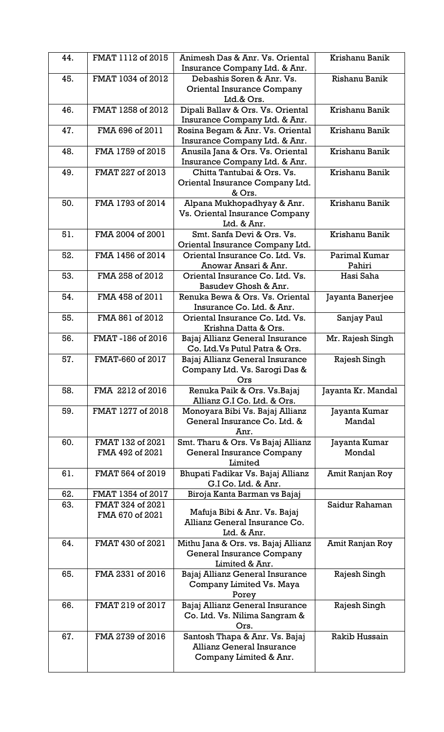| 44. | FMAT 1112 of 2015 | Animesh Das & Anr. Vs. Oriental Insurance Company Ltd. & Anr. | Krishanu Banik |
|---|---|---|---|
| 45. | FMAT 1034 of 2012 | Debashis Soren & Anr. Vs. Oriental Insurance Company Ltd.& Ors. | Rishanu Banik |
| 46. | FMAT 1258 of 2012 | Dipali Ballav & Ors. Vs. Oriental Insurance Company Ltd. & Anr. | Krishanu Banik |
| 47. | FMA 696 of 2011 | Rosina Begam & Anr. Vs. Oriental Insurance Company Ltd. & Anr. | Krishanu Banik |
| 48. | FMA 1759 of 2015 | Anusila Jana & Ors. Vs. Oriental Insurance Company Ltd. & Anr. | Krishanu Banik |
| 49. | FMAT 227 of 2013 | Chitta Tantubai & Ors. Vs. Oriental Insurance Company Ltd. & Ors. | Krishanu Banik |
| 50. | FMA 1793 of 2014 | Alpana Mukhopadhyay & Anr. Vs. Oriental Insurance Company Ltd. & Anr. | Krishanu Banik |
| 51. | FMA 2004 of 2001 | Smt. Sanfa Devi & Ors. Vs. Oriental Insurance Company Ltd. | Krishanu Banik |
| 52. | FMA 1456 of 2014 | Oriental Insurance Co. Ltd. Vs. Anowar Ansari & Anr. | Parimal Kumar Pahiri |
| 53. | FMA 258 of 2012 | Oriental Insurance Co. Ltd. Vs. Basudev Ghosh & Anr. | Hasi Saha |
| 54. | FMA 458 of 2011 | Renuka Bewa & Ors. Vs. Oriental Insurance Co. Ltd. & Anr. | Jayanta Banerjee |
| 55. | FMA 861 of 2012 | Oriental Insurance Co. Ltd. Vs. Krishna Datta & Ors. | Sanjay Paul |
| 56. | FMAT -186 of 2016 | Bajaj Allianz General Insurance Co. Ltd.Vs Putul Patra & Ors. | Mr. Rajesh Singh |
| 57. | FMAT-660 of 2017 | Bajaj Allianz General Insurance Company Ltd. Vs. Sarogi Das & Ors | Rajesh Singh |
| 58. | FMA 2212 of 2016 | Renuka Paik & Ors. Vs.Bajaj Allianz G.I Co. Ltd. & Ors. | Jayanta Kr. Mandal |
| 59. | FMAT 1277 of 2018 | Monoyara Bibi Vs. Bajaj Allianz General Insurance Co. Ltd. & Anr. | Jayanta Kumar Mandal |
| 60. | FMAT 132 of 2021 FMA 492 of 2021 | Smt. Tharu & Ors. Vs Bajaj Allianz General Insurance Company Limited | Jayanta Kumar Mondal |
| 61. | FMAT 564 of 2019 | Bhupati Fadikar Vs. Bajaj Allianz G.I Co. Ltd. & Anr. | Amit Ranjan Roy |
| 62. | FMAT 1354 of 2017 | Biroja Kanta Barman vs Bajaj | |
| 63. | FMAT 324 of 2021 FMA 670 of 2021 | Mafuja Bibi & Anr. Vs. Bajaj Allianz General Insurance Co. Ltd. & Anr. | Saidur Rahaman |
| 64. | FMAT 430 of 2021 | Mithu Jana & Ors. vs. Bajaj Allianz General Insurance Company Limited & Anr. | Amit Ranjan Roy |
| 65. | FMA 2331 of 2016 | Bajaj Allianz General Insurance Company Limited Vs. Maya Porey | Rajesh Singh |
| 66. | FMAT 219 of 2017 | Bajaj Allianz General Insurance Co. Ltd. Vs. Nilima Sangram & Ors. | Rajesh Singh |
| 67. | FMA 2739 of 2016 | Santosh Thapa & Anr. Vs. Bajaj Allianz General Insurance Company Limited & Anr. | Rakib Hussain |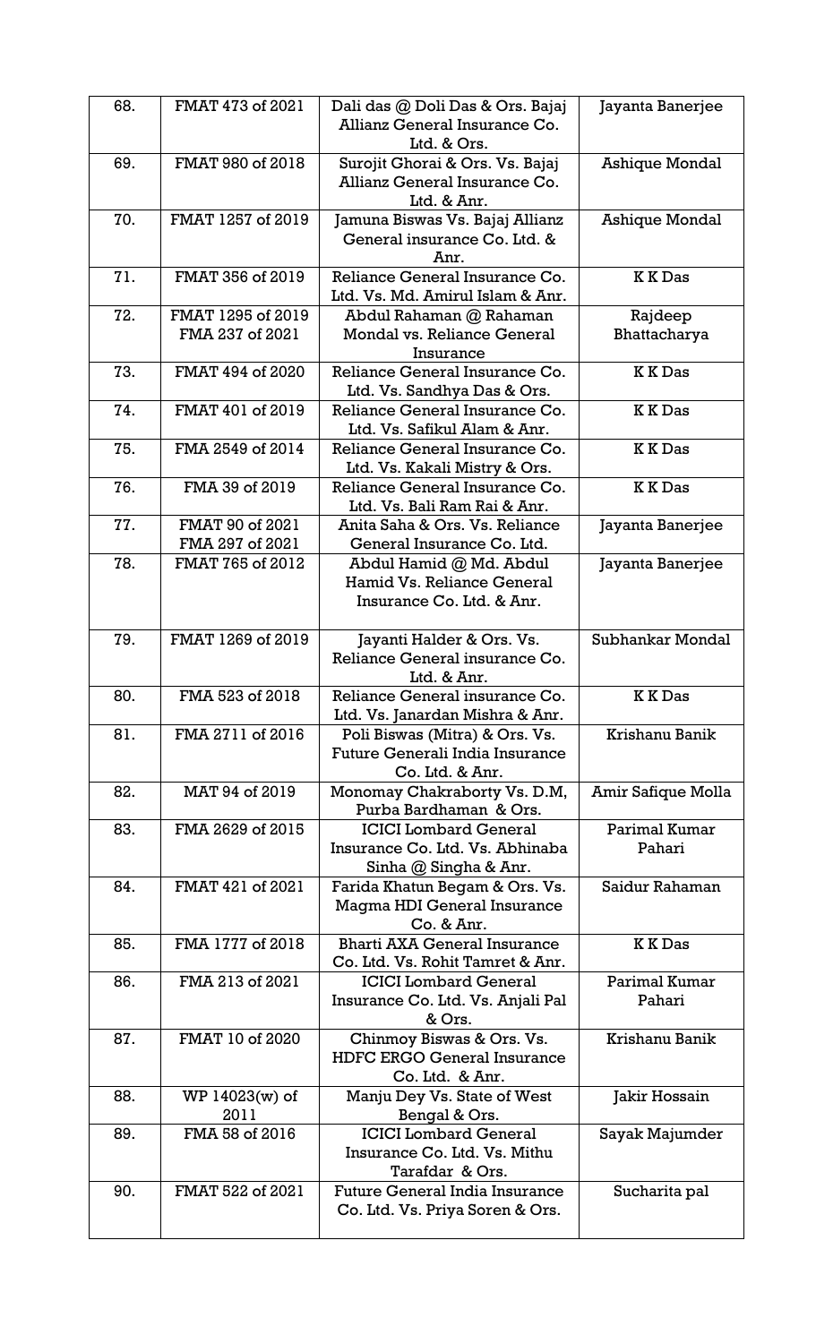| 68. | FMAT 473 of 2021 | Dali das @ Doli Das & Ors. Bajaj Allianz General Insurance Co. Ltd. & Ors. | Jayanta Banerjee |
|---|---|---|---|
| 69. | FMAT 980 of 2018 | Surojit Ghorai & Ors. Vs. Bajaj Allianz General Insurance Co. Ltd. & Anr. | Ashique Mondal |
| 70. | FMAT 1257 of 2019 | Jamuna Biswas Vs. Bajaj Allianz General insurance Co. Ltd. & Anr. | Ashique Mondal |
| 71. | FMAT 356 of 2019 | Reliance General Insurance Co. Ltd. Vs. Md. Amirul Islam & Anr. | K K Das |
| 72. | FMAT 1295 of 2019<br>FMA 237 of 2021 | Abdul Rahaman @ Rahaman Mondal vs. Reliance General Insurance | Rajdeep Bhattacharya |
| 73. | FMAT 494 of 2020 | Reliance General Insurance Co. Ltd. Vs. Sandhya Das & Ors. | K K Das |
| 74. | FMAT 401 of 2019 | Reliance General Insurance Co. Ltd. Vs. Safikul Alam & Anr. | K K Das |
| 75. | FMA 2549 of 2014 | Reliance General Insurance Co. Ltd. Vs. Kakali Mistry & Ors. | K K Das |
| 76. | FMA 39 of 2019 | Reliance General Insurance Co. Ltd. Vs. Bali Ram Rai & Anr. | K K Das |
| 77. | FMAT 90 of 2021<br>FMA 297 of 2021 | Anita Saha & Ors. Vs. Reliance General Insurance Co. Ltd. | Jayanta Banerjee |
| 78. | FMAT 765 of 2012 | Abdul Hamid @ Md. Abdul Hamid Vs. Reliance General Insurance Co. Ltd. & Anr. | Jayanta Banerjee |
| 79. | FMAT 1269 of 2019 | Jayanti Halder & Ors. Vs. Reliance General insurance Co. Ltd. & Anr. | Subhankar Mondal |
| 80. | FMA 523 of 2018 | Reliance General insurance Co. Ltd. Vs. Janardan Mishra & Anr. | K K Das |
| 81. | FMA 2711 of 2016 | Poli Biswas (Mitra) & Ors. Vs. Future Generali India Insurance Co. Ltd. & Anr. | Krishanu Banik |
| 82. | MAT 94 of 2019 | Monomay Chakraborty Vs. D.M, Purba Bardhaman & Ors. | Amir Safique Molla |
| 83. | FMA 2629 of 2015 | ICICI Lombard General Insurance Co. Ltd. Vs. Abhinaba Sinha @ Singha & Anr. | Parimal Kumar Pahari |
| 84. | FMAT 421 of 2021 | Farida Khatun Begam & Ors. Vs. Magma HDI General Insurance Co. & Anr. | Saidur Rahaman |
| 85. | FMA 1777 of 2018 | Bharti AXA General Insurance Co. Ltd. Vs. Rohit Tamret & Anr. | K K Das |
| 86. | FMA 213 of 2021 | ICICI Lombard General Insurance Co. Ltd. Vs. Anjali Pal & Ors. | Parimal Kumar Pahari |
| 87. | FMAT 10 of 2020 | Chinmoy Biswas & Ors. Vs. HDFC ERGO General Insurance Co. Ltd. & Anr. | Krishanu Banik |
| 88. | WP 14023(w) of 2011 | Manju Dey Vs. State of West Bengal & Ors. | Jakir Hossain |
| 89. | FMA 58 of 2016 | ICICI Lombard General Insurance Co. Ltd. Vs. Mithu Tarafdar & Ors. | Sayak Majumder |
| 90. | FMAT 522 of 2021 | Future General India Insurance Co. Ltd. Vs. Priya Soren & Ors. | Sucharita pal |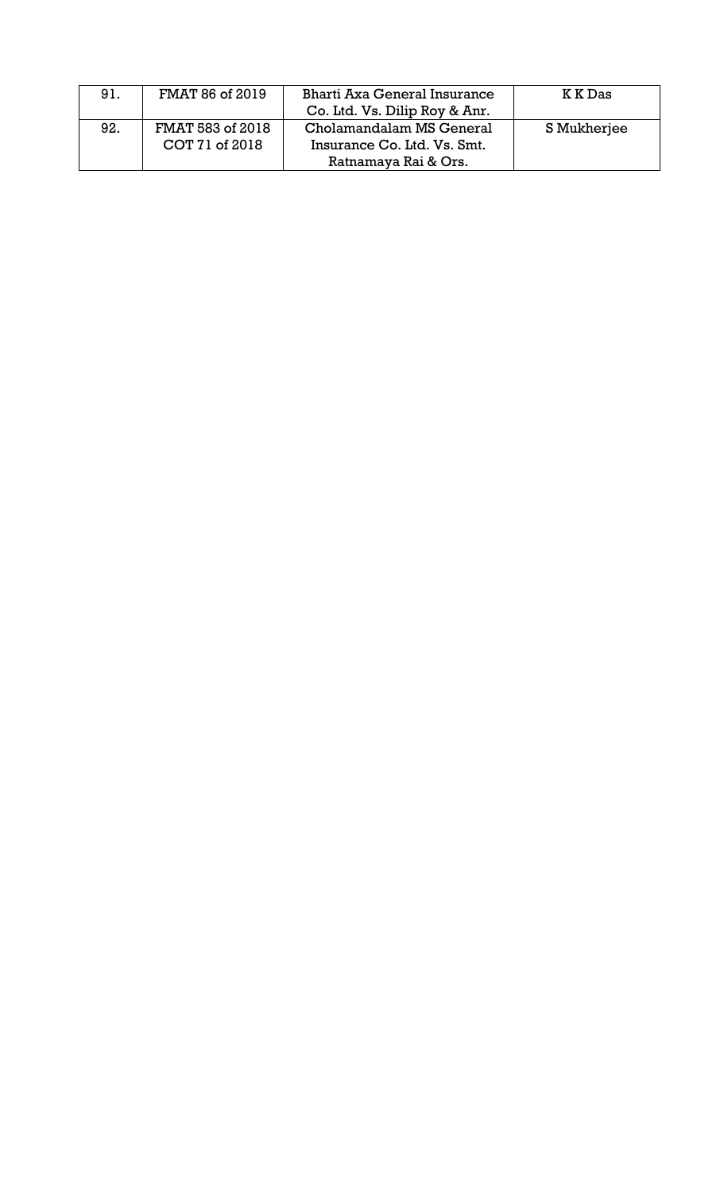| | | | |
|---|---|---|---|
| 91. | FMAT 86 of 2019 | Bharti Axa General Insurance Co. Ltd. Vs. Dilip Roy & Anr. | K K Das |
| 92. | FMAT 583 of 2018 COT 71 of 2018 | Cholamandalam MS General Insurance Co. Ltd. Vs. Smt. Ratnamaya Rai & Ors. | S Mukherjee |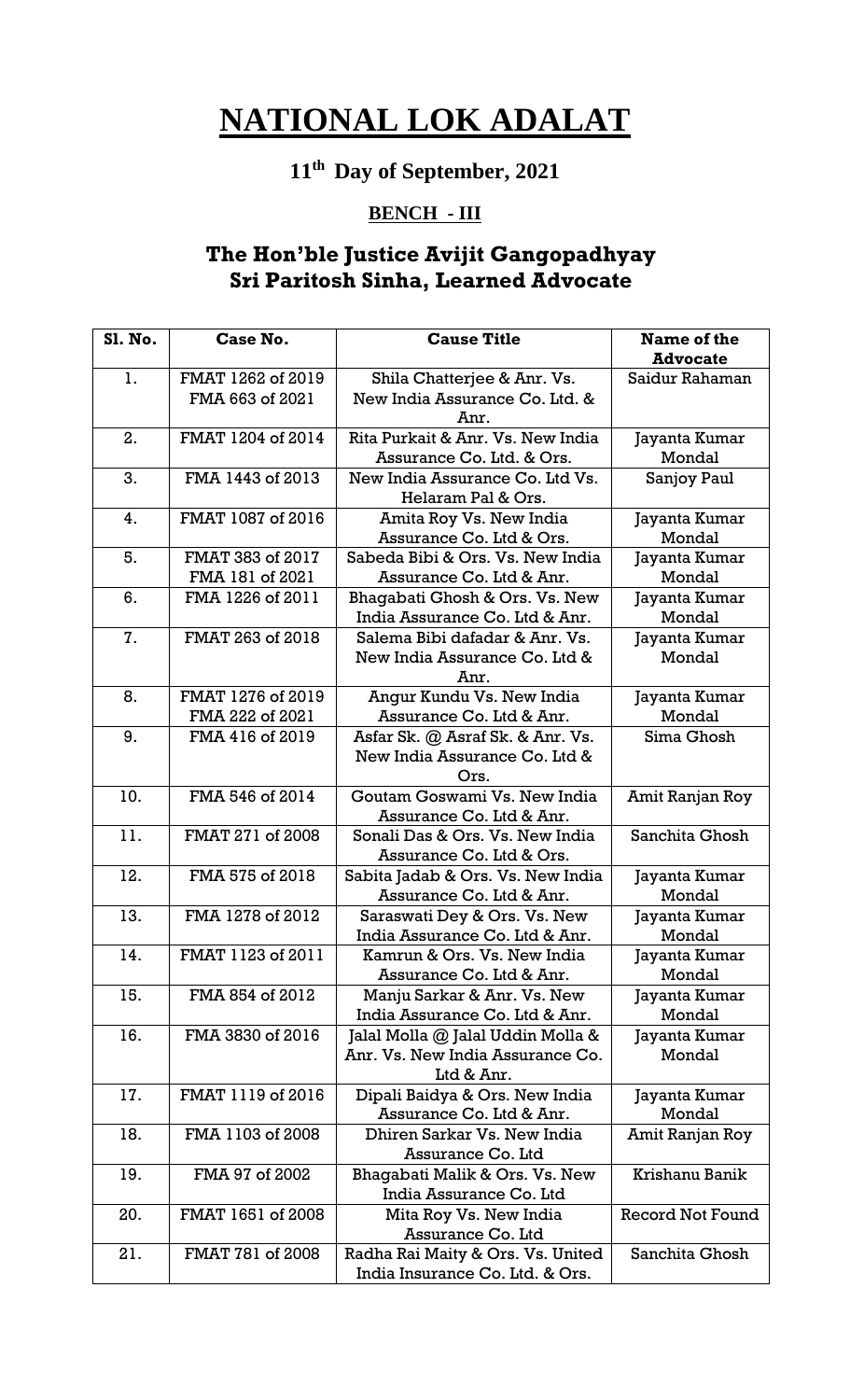# NATIONAL LOK ADALAT

## 11th Day of September, 2021

### BENCH - III

### The Hon'ble Justice Avijit Gangopadhyay
### Sri Paritosh Sinha, Learned Advocate

| Sl. No. | Case No. | Cause Title | Name of the Advocate |
|---|---|---|---|
| 1. | FMAT 1262 of 2019<br>FMA 663 of 2021 | Shila Chatterjee & Anr. Vs. New India Assurance Co. Ltd. & Anr. | Saidur Rahaman |
| 2. | FMAT 1204 of 2014 | Rita Purkait & Anr. Vs. New India Assurance Co. Ltd. & Ors. | Jayanta Kumar Mondal |
| 3. | FMA 1443 of 2013 | New India Assurance Co. Ltd Vs. Helaram Pal & Ors. | Sanjoy Paul |
| 4. | FMAT 1087 of 2016 | Amita Roy Vs. New India Assurance Co. Ltd & Ors. | Jayanta Kumar Mondal |
| 5. | FMAT 383 of 2017<br>FMA 181 of 2021 | Sabeda Bibi & Ors. Vs. New India Assurance Co. Ltd & Anr. | Jayanta Kumar Mondal |
| 6. | FMA 1226 of 2011 | Bhagabati Ghosh & Ors. Vs. New India Assurance Co. Ltd & Anr. | Jayanta Kumar Mondal |
| 7. | FMAT 263 of 2018 | Salema Bibi dafadar & Anr. Vs. New India Assurance Co. Ltd & Anr. | Jayanta Kumar Mondal |
| 8. | FMAT 1276 of 2019<br>FMA 222 of 2021 | Angur Kundu Vs. New India Assurance Co. Ltd & Anr. | Jayanta Kumar Mondal |
| 9. | FMA 416 of 2019 | Asfar Sk. @ Asraf Sk. & Anr. Vs. New India Assurance Co. Ltd & Ors. | Sima Ghosh |
| 10. | FMA 546 of 2014 | Goutam Goswami Vs. New India Assurance Co. Ltd & Anr. | Amit Ranjan Roy |
| 11. | FMAT 271 of 2008 | Sonali Das & Ors. Vs. New India Assurance Co. Ltd & Ors. | Sanchita Ghosh |
| 12. | FMA 575 of 2018 | Sabita Jadab & Ors. Vs. New India Assurance Co. Ltd & Anr. | Jayanta Kumar Mondal |
| 13. | FMA 1278 of 2012 | Saraswati Dey & Ors. Vs. New India Assurance Co. Ltd & Anr. | Jayanta Kumar Mondal |
| 14. | FMAT 1123 of 2011 | Kamrun & Ors. Vs. New India Assurance Co. Ltd & Anr. | Jayanta Kumar Mondal |
| 15. | FMA 854 of 2012 | Manju Sarkar & Anr. Vs. New India Assurance Co. Ltd & Anr. | Jayanta Kumar Mondal |
| 16. | FMA 3830 of 2016 | Jalal Molla @ Jalal Uddin Molla & Anr. Vs. New India Assurance Co. Ltd & Anr. | Jayanta Kumar Mondal |
| 17. | FMAT 1119 of 2016 | Dipali Baidya & Ors. New India Assurance Co. Ltd & Anr. | Jayanta Kumar Mondal |
| 18. | FMA 1103 of 2008 | Dhiren Sarkar Vs. New India Assurance Co. Ltd | Amit Ranjan Roy |
| 19. | FMA 97 of 2002 | Bhagabati Malik & Ors. Vs. New India Assurance Co. Ltd | Krishanu Banik |
| 20. | FMAT 1651 of 2008 | Mita Roy Vs. New India Assurance Co. Ltd | Record Not Found |
| 21. | FMAT 781 of 2008 | Radha Rai Maity & Ors. Vs. United India Insurance Co. Ltd. & Ors. | Sanchita Ghosh |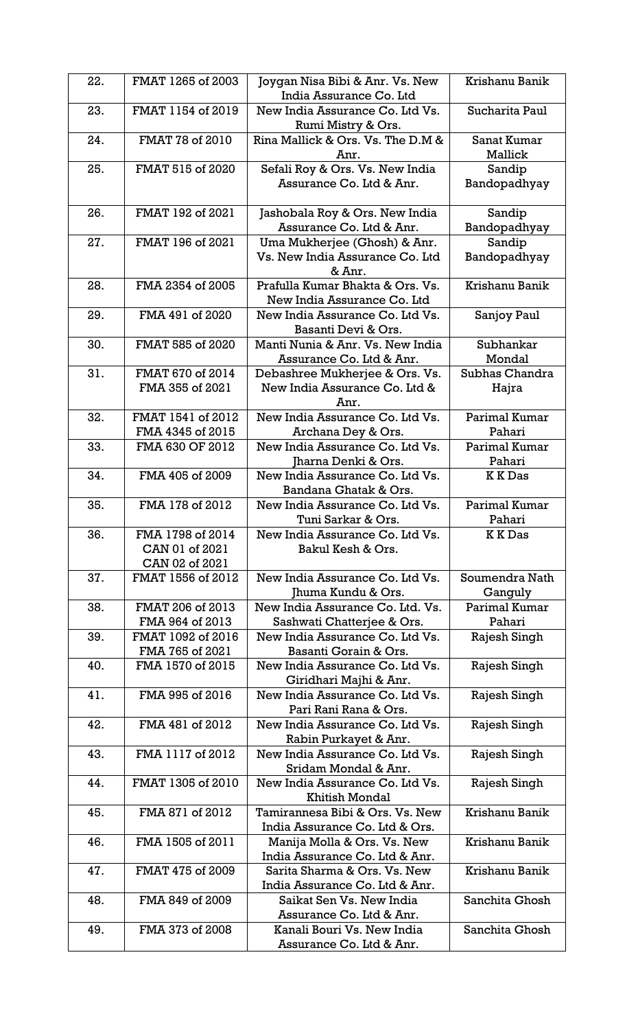| 22. | FMAT 1265 of 2003 | Joygan Nisa Bibi & Anr. Vs. New India Assurance Co. Ltd | Krishanu Banik |
|---|---|---|---|
| 23. | FMAT 1154 of 2019 | New India Assurance Co. Ltd Vs. Rumi Mistry & Ors. | Sucharita Paul |
| 24. | FMAT 78 of 2010 | Rina Mallick & Ors. Vs. The D.M & Anr. | Sanat Kumar Mallick |
| 25. | FMAT 515 of 2020 | Sefali Roy & Ors. Vs. New India Assurance Co. Ltd & Anr. | Sandip Bandopadhyay |
| 26. | FMAT 192 of 2021 | Jashobala Roy & Ors. New India Assurance Co. Ltd & Anr. | Sandip Bandopadhyay |
| 27. | FMAT 196 of 2021 | Uma Mukherjee (Ghosh) & Anr. Vs. New India Assurance Co. Ltd & Anr. | Sandip Bandopadhyay |
| 28. | FMA 2354 of 2005 | Prafulla Kumar Bhakta & Ors. Vs. New India Assurance Co. Ltd | Krishanu Banik |
| 29. | FMA 491 of 2020 | New India Assurance Co. Ltd Vs. Basanti Devi & Ors. | Sanjoy Paul |
| 30. | FMAT 585 of 2020 | Manti Nunia & Anr. Vs. New India Assurance Co. Ltd & Anr. | Subhankar Mondal |
| 31. | FMAT 670 of 2014<br>FMA 355 of 2021 | Debashree Mukherjee & Ors. Vs. New India Assurance Co. Ltd & Anr. | Subhas Chandra Hajra |
| 32. | FMAT 1541 of 2012<br>FMA 4345 of 2015 | New India Assurance Co. Ltd Vs. Archana Dey & Ors. | Parimal Kumar Pahari |
| 33. | FMA 630 OF 2012 | New India Assurance Co. Ltd Vs. Jharna Denki & Ors. | Parimal Kumar Pahari |
| 34. | FMA 405 of 2009 | New India Assurance Co. Ltd Vs. Bandana Ghatak & Ors. | K K Das |
| 35. | FMA 178 of 2012 | New India Assurance Co. Ltd Vs. Tuni Sarkar & Ors. | Parimal Kumar Pahari |
| 36. | FMA 1798 of 2014<br>CAN 01 of 2021<br>CAN 02 of 2021 | New India Assurance Co. Ltd Vs. Bakul Kesh & Ors. | K K Das |
| 37. | FMAT 1556 of 2012 | New India Assurance Co. Ltd Vs. Jhuma Kundu & Ors. | Soumendra Nath Ganguly |
| 38. | FMAT 206 of 2013<br>FMA 964 of 2013 | New India Assurance Co. Ltd. Vs. Sashwati Chatterjee & Ors. | Parimal Kumar Pahari |
| 39. | FMAT 1092 of 2016<br>FMA 765 of 2021 | New India Assurance Co. Ltd Vs. Basanti Gorain & Ors. | Rajesh Singh |
| 40. | FMA 1570 of 2015 | New India Assurance Co. Ltd Vs. Giridhari Majhi & Anr. | Rajesh Singh |
| 41. | FMA 995 of 2016 | New India Assurance Co. Ltd Vs. Pari Rani Rana & Ors. | Rajesh Singh |
| 42. | FMA 481 of 2012 | New India Assurance Co. Ltd Vs. Rabin Purkayet & Anr. | Rajesh Singh |
| 43. | FMA 1117 of 2012 | New India Assurance Co. Ltd Vs. Sridam Mondal & Anr. | Rajesh Singh |
| 44. | FMAT 1305 of 2010 | New India Assurance Co. Ltd Vs. Khitish Mondal | Rajesh Singh |
| 45. | FMA 871 of 2012 | Tamirannesa Bibi & Ors. Vs. New India Assurance Co. Ltd & Ors. | Krishanu Banik |
| 46. | FMA 1505 of 2011 | Manija Molla & Ors. Vs. New India Assurance Co. Ltd & Anr. | Krishanu Banik |
| 47. | FMAT 475 of 2009 | Sarita Sharma & Ors. Vs. New India Assurance Co. Ltd & Anr. | Krishanu Banik |
| 48. | FMA 849 of 2009 | Saikat Sen Vs. New India Assurance Co. Ltd & Anr. | Sanchita Ghosh |
| 49. | FMA 373 of 2008 | Kanali Bouri Vs. New India Assurance Co. Ltd & Anr. | Sanchita Ghosh |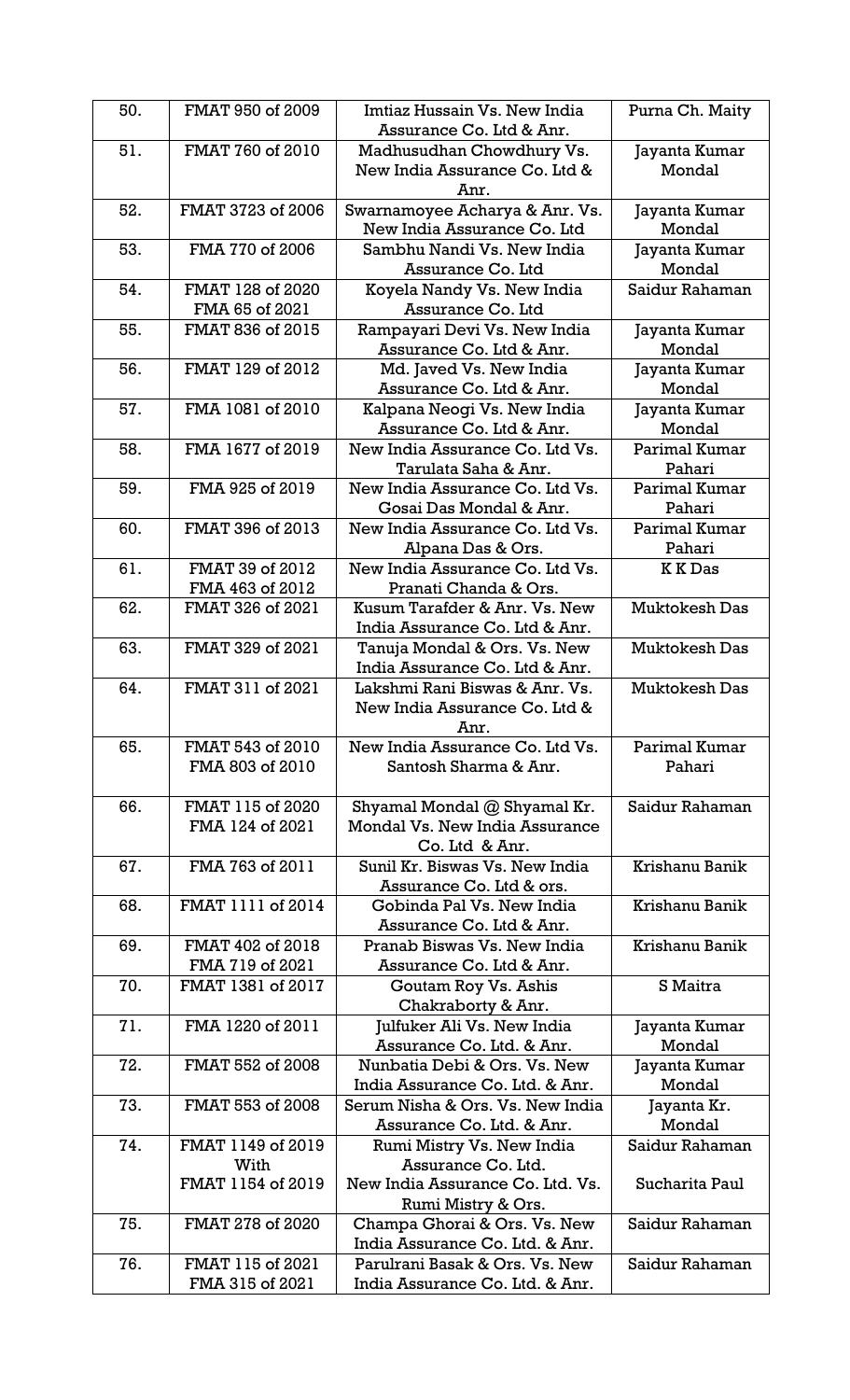| 50. | FMAT 950 of 2009 | Imtiaz Hussain Vs. New India Assurance Co. Ltd & Anr. | Purna Ch. Maity |
|---|---|---|---|
| 51. | FMAT 760 of 2010 | Madhusudhan Chowdhury Vs. New India Assurance Co. Ltd & Anr. | Jayanta Kumar Mondal |
| 52. | FMAT 3723 of 2006 | Swarnamoyee Acharya & Anr. Vs. New India Assurance Co. Ltd | Jayanta Kumar Mondal |
| 53. | FMA 770 of 2006 | Sambhu Nandi Vs. New India Assurance Co. Ltd | Jayanta Kumar Mondal |
| 54. | FMAT 128 of 2020<br>FMA 65 of 2021 | Koyela Nandy Vs. New India Assurance Co. Ltd | Saidur Rahaman |
| 55. | FMAT 836 of 2015 | Rampayari Devi Vs. New India Assurance Co. Ltd & Anr. | Jayanta Kumar Mondal |
| 56. | FMAT 129 of 2012 | Md. Javed Vs. New India Assurance Co. Ltd & Anr. | Jayanta Kumar Mondal |
| 57. | FMA 1081 of 2010 | Kalpana Neogi Vs. New India Assurance Co. Ltd & Anr. | Jayanta Kumar Mondal |
| 58. | FMA 1677 of 2019 | New India Assurance Co. Ltd Vs. Tarulata Saha & Anr. | Parimal Kumar Pahari |
| 59. | FMA 925 of 2019 | New India Assurance Co. Ltd Vs. Gosai Das Mondal & Anr. | Parimal Kumar Pahari |
| 60. | FMAT 396 of 2013 | New India Assurance Co. Ltd Vs. Alpana Das & Ors. | Parimal Kumar Pahari |
| 61. | FMAT 39 of 2012<br>FMA 463 of 2012 | New India Assurance Co. Ltd Vs. Pranati Chanda & Ors. | K K Das |
| 62. | FMAT 326 of 2021 | Kusum Tarafder & Anr. Vs. New India Assurance Co. Ltd & Anr. | Muktokesh Das |
| 63. | FMAT 329 of 2021 | Tanuja Mondal & Ors. Vs. New India Assurance Co. Ltd & Anr. | Muktokesh Das |
| 64. | FMAT 311 of 2021 | Lakshmi Rani Biswas & Anr. Vs. New India Assurance Co. Ltd & Anr. | Muktokesh Das |
| 65. | FMAT 543 of 2010<br>FMA 803 of 2010 | New India Assurance Co. Ltd Vs. Santosh Sharma & Anr. | Parimal Kumar Pahari |
| 66. | FMAT 115 of 2020<br>FMA 124 of 2021 | Shyamal Mondal @ Shyamal Kr. Mondal Vs. New India Assurance Co. Ltd & Anr. | Saidur Rahaman |
| 67. | FMA 763 of 2011 | Sunil Kr. Biswas Vs. New India Assurance Co. Ltd & ors. | Krishanu Banik |
| 68. | FMAT 1111 of 2014 | Gobinda Pal Vs. New India Assurance Co. Ltd & Anr. | Krishanu Banik |
| 69. | FMAT 402 of 2018<br>FMA 719 of 2021 | Pranab Biswas Vs. New India Assurance Co. Ltd & Anr. | Krishanu Banik |
| 70. | FMAT 1381 of 2017 | Goutam Roy Vs. Ashis Chakraborty & Anr. | S Maitra |
| 71. | FMA 1220 of 2011 | Julfuker Ali Vs. New India Assurance Co. Ltd. & Anr. | Jayanta Kumar Mondal |
| 72. | FMAT 552 of 2008 | Nunbatia Debi & Ors. Vs. New India Assurance Co. Ltd. & Anr. | Jayanta Kumar Mondal |
| 73. | FMAT 553 of 2008 | Serum Nisha & Ors. Vs. New India Assurance Co. Ltd. & Anr. | Jayanta Kr. Mondal |
| 74. | FMAT 1149 of 2019<br>With<br>FMAT 1154 of 2019 | Rumi Mistry Vs. New India Assurance Co. Ltd.<br>New India Assurance Co. Ltd. Vs. Rumi Mistry & Ors. | Saidur Rahaman<br><br>Sucharita Paul |
| 75. | FMAT 278 of 2020 | Champa Ghorai & Ors. Vs. New India Assurance Co. Ltd. & Anr. | Saidur Rahaman |
| 76. | FMAT 115 of 2021<br>FMA 315 of 2021 | Parulrani Basak & Ors. Vs. New India Assurance Co. Ltd. & Anr. | Saidur Rahaman |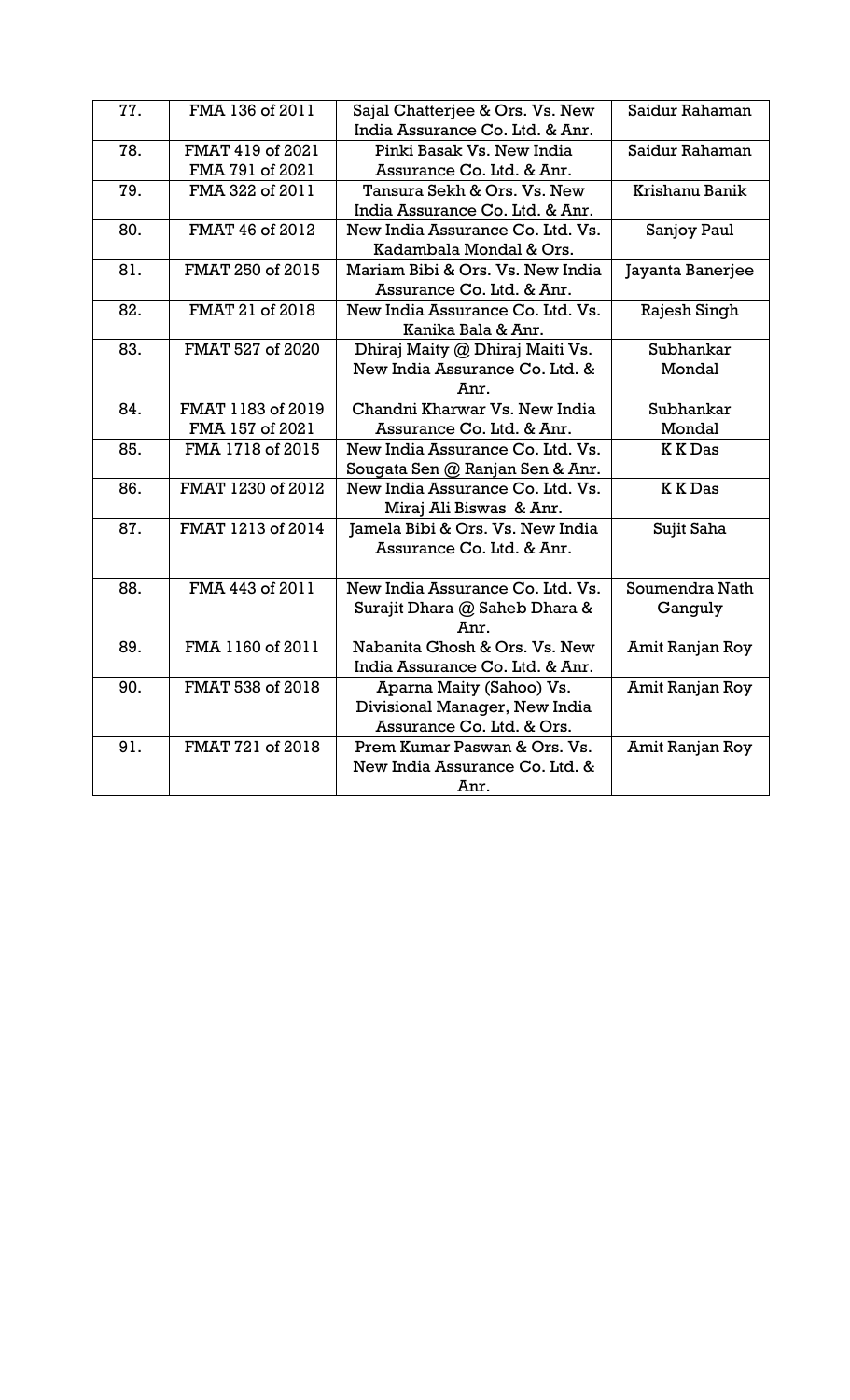| 77. | FMA 136 of 2011 | Sajal Chatterjee & Ors. Vs. New India Assurance Co. Ltd. & Anr. | Saidur Rahaman |
|---|---|---|---|
| 78. | FMAT 419 of 2021 FMA 791 of 2021 | Pinki Basak Vs. New India Assurance Co. Ltd. & Anr. | Saidur Rahaman |
| 79. | FMA 322 of 2011 | Tansura Sekh & Ors. Vs. New India Assurance Co. Ltd. & Anr. | Krishanu Banik |
| 80. | FMAT 46 of 2012 | New India Assurance Co. Ltd. Vs. Kadambala Mondal & Ors. | Sanjoy Paul |
| 81. | FMAT 250 of 2015 | Mariam Bibi & Ors. Vs. New India Assurance Co. Ltd. & Anr. | Jayanta Banerjee |
| 82. | FMAT 21 of 2018 | New India Assurance Co. Ltd. Vs. Kanika Bala & Anr. | Rajesh Singh |
| 83. | FMAT 527 of 2020 | Dhiraj Maity @ Dhiraj Maiti Vs. New India Assurance Co. Ltd. & Anr. | Subhankar Mondal |
| 84. | FMAT 1183 of 2019 FMA 157 of 2021 | Chandni Kharwar Vs. New India Assurance Co. Ltd. & Anr. | Subhankar Mondal |
| 85. | FMA 1718 of 2015 | New India Assurance Co. Ltd. Vs. Sougata Sen @ Ranjan Sen & Anr. | K K Das |
| 86. | FMAT 1230 of 2012 | New India Assurance Co. Ltd. Vs. Miraj Ali Biswas & Anr. | K K Das |
| 87. | FMAT 1213 of 2014 | Jamela Bibi & Ors. Vs. New India Assurance Co. Ltd. & Anr. | Sujit Saha |
| 88. | FMA 443 of 2011 | New India Assurance Co. Ltd. Vs. Surajit Dhara @ Saheb Dhara & Anr. | Soumendra Nath Ganguly |
| 89. | FMA 1160 of 2011 | Nabanita Ghosh & Ors. Vs. New India Assurance Co. Ltd. & Anr. | Amit Ranjan Roy |
| 90. | FMAT 538 of 2018 | Aparna Maity (Sahoo) Vs. Divisional Manager, New India Assurance Co. Ltd. & Ors. | Amit Ranjan Roy |
| 91. | FMAT 721 of 2018 | Prem Kumar Paswan & Ors. Vs. New India Assurance Co. Ltd. & Anr. | Amit Ranjan Roy |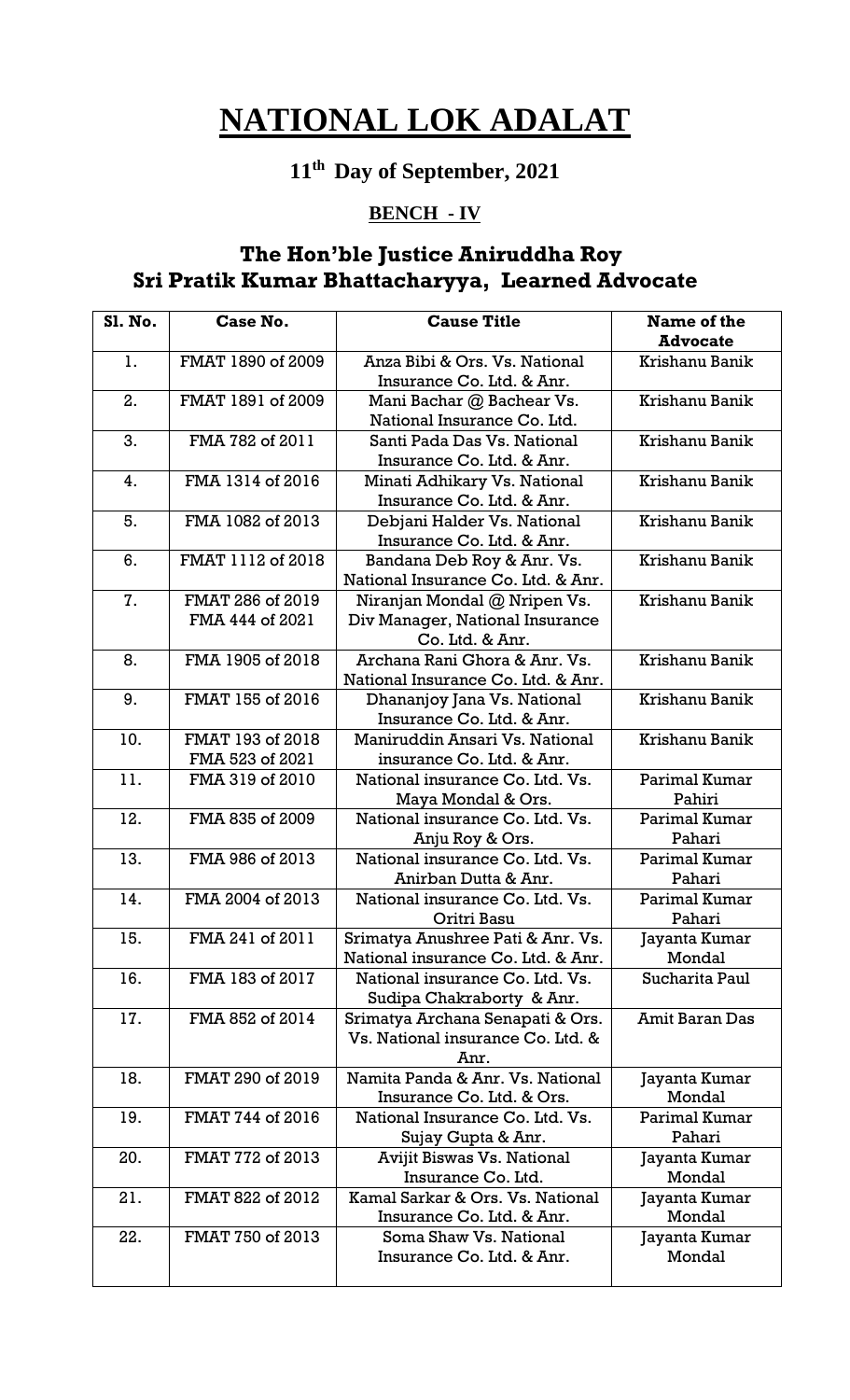# NATIONAL LOK ADALAT

## 11th Day of September, 2021

### BENCH - IV

### The Hon'ble Justice Aniruddha Roy
### Sri Pratik Kumar Bhattacharyya, Learned Advocate

| Sl. No. | Case No. | Cause Title | Name of the Advocate |
|---|---|---|---|
| 1. | FMAT 1890 of 2009 | Anza Bibi & Ors. Vs. National Insurance Co. Ltd. & Anr. | Krishanu Banik |
| 2. | FMAT 1891 of 2009 | Mani Bachar @ Bachear Vs. National Insurance Co. Ltd. | Krishanu Banik |
| 3. | FMA 782 of 2011 | Santi Pada Das Vs. National Insurance Co. Ltd. & Anr. | Krishanu Banik |
| 4. | FMA 1314 of 2016 | Minati Adhikary Vs. National Insurance Co. Ltd. & Anr. | Krishanu Banik |
| 5. | FMA 1082 of 2013 | Debjani Halder Vs. National Insurance Co. Ltd. & Anr. | Krishanu Banik |
| 6. | FMAT 1112 of 2018 | Bandana Deb Roy & Anr. Vs. National Insurance Co. Ltd. & Anr. | Krishanu Banik |
| 7. | FMAT 286 of 2019<br>FMA 444 of 2021 | Niranjan Mondal @ Nripen Vs. Div Manager, National Insurance Co. Ltd. & Anr. | Krishanu Banik |
| 8. | FMA 1905 of 2018 | Archana Rani Ghora & Anr. Vs. National Insurance Co. Ltd. & Anr. | Krishanu Banik |
| 9. | FMAT 155 of 2016 | Dhananjoy Jana Vs. National Insurance Co. Ltd. & Anr. | Krishanu Banik |
| 10. | FMAT 193 of 2018<br>FMA 523 of 2021 | Maniruddin Ansari Vs. National insurance Co. Ltd. & Anr. | Krishanu Banik |
| 11. | FMA 319 of 2010 | National insurance Co. Ltd. Vs. Maya Mondal & Ors. | Parimal Kumar Pahiri |
| 12. | FMA 835 of 2009 | National insurance Co. Ltd. Vs. Anju Roy & Ors. | Parimal Kumar Pahari |
| 13. | FMA 986 of 2013 | National insurance Co. Ltd. Vs. Anirban Dutta & Anr. | Parimal Kumar Pahari |
| 14. | FMA 2004 of 2013 | National insurance Co. Ltd. Vs. Oritri Basu | Parimal Kumar Pahari |
| 15. | FMA 241 of 2011 | Srimatya Anushree Pati & Anr. Vs. National insurance Co. Ltd. & Anr. | Jayanta Kumar Mondal |
| 16. | FMA 183 of 2017 | National insurance Co. Ltd. Vs. Sudipa Chakraborty & Anr. | Sucharita Paul |
| 17. | FMA 852 of 2014 | Srimatya Archana Senapati & Ors. Vs. National insurance Co. Ltd. & Anr. | Amit Baran Das |
| 18. | FMAT 290 of 2019 | Namita Panda & Anr. Vs. National Insurance Co. Ltd. & Ors. | Jayanta Kumar Mondal |
| 19. | FMAT 744 of 2016 | National Insurance Co. Ltd. Vs. Sujay Gupta & Anr. | Parimal Kumar Pahari |
| 20. | FMAT 772 of 2013 | Avijit Biswas Vs. National Insurance Co. Ltd. | Jayanta Kumar Mondal |
| 21. | FMAT 822 of 2012 | Kamal Sarkar & Ors. Vs. National Insurance Co. Ltd. & Anr. | Jayanta Kumar Mondal |
| 22. | FMAT 750 of 2013 | Soma Shaw Vs. National Insurance Co. Ltd. & Anr. | Jayanta Kumar Mondal |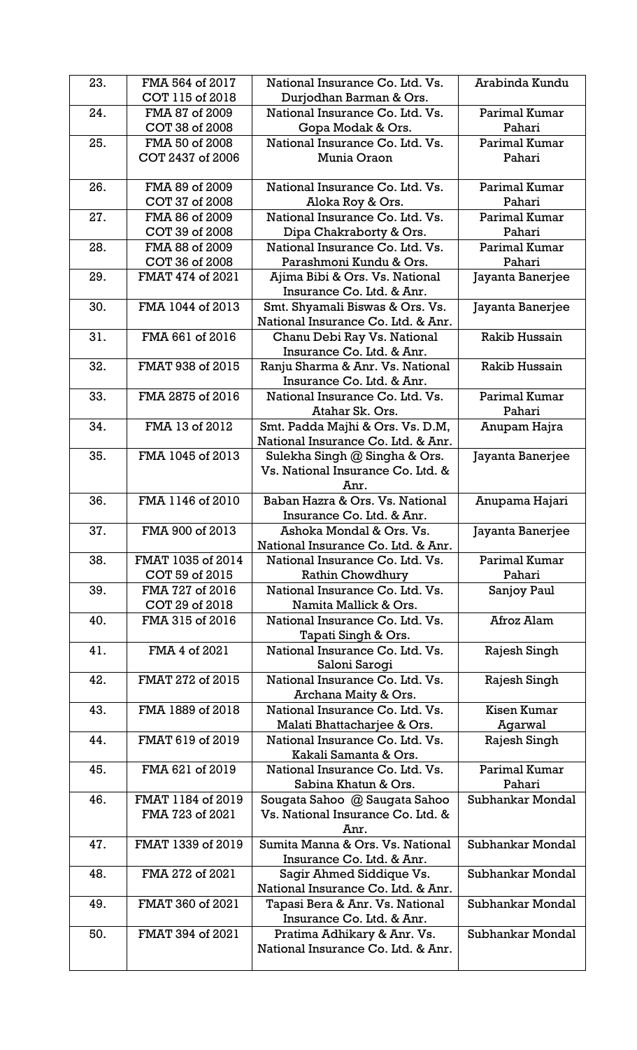| 23. | FMA 564 of 2017<br>COT 115 of 2018 | National Insurance Co. Ltd. Vs. Durjodhan Barman & Ors. | Arabinda Kundu |
|---|---|---|---|
| 24. | FMA 87 of 2009<br>COT 38 of 2008 | National Insurance Co. Ltd. Vs. Gopa Modak & Ors. | Parimal Kumar Pahari |
| 25. | FMA 50 of 2008<br>COT 2437 of 2006 | National Insurance Co. Ltd. Vs. Munia Oraon | Parimal Kumar Pahari |
| 26. | FMA 89 of 2009<br>COT 37 of 2008 | National Insurance Co. Ltd. Vs. Aloka Roy & Ors. | Parimal Kumar Pahari |
| 27. | FMA 86 of 2009<br>COT 39 of 2008 | National Insurance Co. Ltd. Vs. Dipa Chakraborty & Ors. | Parimal Kumar Pahari |
| 28. | FMA 88 of 2009<br>COT 36 of 2008 | National Insurance Co. Ltd. Vs. Parashmoni Kundu & Ors. | Parimal Kumar Pahari |
| 29. | FMAT 474 of 2021 | Ajima Bibi & Ors. Vs. National Insurance Co. Ltd. & Anr. | Jayanta Banerjee |
| 30. | FMA 1044 of 2013 | Smt. Shyamali Biswas & Ors. Vs. National Insurance Co. Ltd. & Anr. | Jayanta Banerjee |
| 31. | FMA 661 of 2016 | Chanu Debi Ray Vs. National Insurance Co. Ltd. & Anr. | Rakib Hussain |
| 32. | FMAT 938 of 2015 | Ranju Sharma & Anr. Vs. National Insurance Co. Ltd. & Anr. | Rakib Hussain |
| 33. | FMA 2875 of 2016 | National Insurance Co. Ltd. Vs. Atahar Sk. Ors. | Parimal Kumar Pahari |
| 34. | FMA 13 of 2012 | Smt. Padda Majhi & Ors. Vs. D.M, National Insurance Co. Ltd. & Anr. | Anupam Hajra |
| 35. | FMA 1045 of 2013 | Sulekha Singh @ Singha & Ors. Vs. National Insurance Co. Ltd. & Anr. | Jayanta Banerjee |
| 36. | FMA 1146 of 2010 | Baban Hazra & Ors. Vs. National Insurance Co. Ltd. & Anr. | Anupama Hajari |
| 37. | FMA 900 of 2013 | Ashoka Mondal & Ors. Vs. National Insurance Co. Ltd. & Anr. | Jayanta Banerjee |
| 38. | FMAT 1035 of 2014<br>COT 59 of 2015 | National Insurance Co. Ltd. Vs. Rathin Chowdhury | Parimal Kumar Pahari |
| 39. | FMA 727 of 2016<br>COT 29 of 2018 | National Insurance Co. Ltd. Vs. Namita Mallick & Ors. | Sanjoy Paul |
| 40. | FMA 315 of 2016 | National Insurance Co. Ltd. Vs. Tapati Singh & Ors. | Afroz Alam |
| 41. | FMA 4 of 2021 | National Insurance Co. Ltd. Vs. Saloni Sarogi | Rajesh Singh |
| 42. | FMAT 272 of 2015 | National Insurance Co. Ltd. Vs. Archana Maity & Ors. | Rajesh Singh |
| 43. | FMA 1889 of 2018 | National Insurance Co. Ltd. Vs. Malati Bhattacharjee & Ors. | Kisen Kumar Agarwal |
| 44. | FMAT 619 of 2019 | National Insurance Co. Ltd. Vs. Kakali Samanta & Ors. | Rajesh Singh |
| 45. | FMA 621 of 2019 | National Insurance Co. Ltd. Vs. Sabina Khatun & Ors. | Parimal Kumar Pahari |
| 46. | FMAT 1184 of 2019<br>FMA 723 of 2021 | Sougata Sahoo @ Saugata Sahoo Vs. National Insurance Co. Ltd. & Anr. | Subhankar Mondal |
| 47. | FMAT 1339 of 2019 | Sumita Manna & Ors. Vs. National Insurance Co. Ltd. & Anr. | Subhankar Mondal |
| 48. | FMA 272 of 2021 | Sagir Ahmed Siddique Vs. National Insurance Co. Ltd. & Anr. | Subhankar Mondal |
| 49. | FMAT 360 of 2021 | Tapasi Bera & Anr. Vs. National Insurance Co. Ltd. & Anr. | Subhankar Mondal |
| 50. | FMAT 394 of 2021 | Pratima Adhikary & Anr. Vs. National Insurance Co. Ltd. & Anr. | Subhankar Mondal |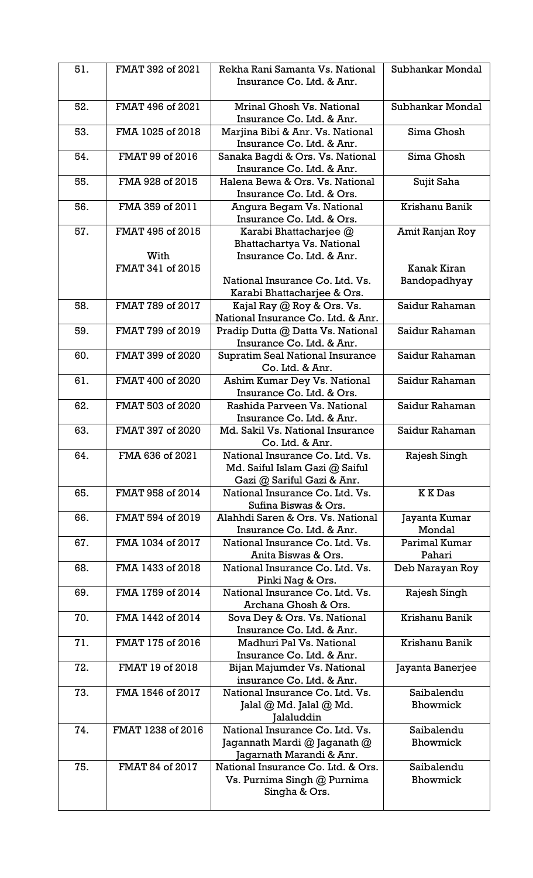| 51. | FMAT 392 of 2021 | Rekha Rani Samanta Vs. National Insurance Co. Ltd. & Anr. | Subhankar Mondal |
|---|---|---|---|
| 52. | FMAT 496 of 2021 | Mrinal Ghosh Vs. National Insurance Co. Ltd. & Anr. | Subhankar Mondal |
| 53. | FMA 1025 of 2018 | Marjina Bibi & Anr. Vs. National Insurance Co. Ltd. & Anr. | Sima Ghosh |
| 54. | FMAT 99 of 2016 | Sanaka Bagdi & Ors. Vs. National Insurance Co. Ltd. & Anr. | Sima Ghosh |
| 55. | FMA 928 of 2015 | Halena Bewa & Ors. Vs. National Insurance Co. Ltd. & Ors. | Sujit Saha |
| 56. | FMA 359 of 2011 | Angura Begam Vs. National Insurance Co. Ltd. & Ors. | Krishanu Banik |
| 57. | FMAT 495 of 2015 With FMAT 341 of 2015 | Karabi Bhattacharjee @ Bhattachartya Vs. National Insurance Co. Ltd. & Anr. National Insurance Co. Ltd. Vs. Karabi Bhattacharjee & Ors. | Amit Ranjan Roy Kanak Kiran Bandopadhyay |
| 58. | FMAT 789 of 2017 | Kajal Ray @ Roy & Ors. Vs. National Insurance Co. Ltd. & Anr. | Saidur Rahaman |
| 59. | FMAT 799 of 2019 | Pradip Dutta @ Datta Vs. National Insurance Co. Ltd. & Anr. | Saidur Rahaman |
| 60. | FMAT 399 of 2020 | Supratim Seal National Insurance Co. Ltd. & Anr. | Saidur Rahaman |
| 61. | FMAT 400 of 2020 | Ashim Kumar Dey Vs. National Insurance Co. Ltd. & Ors. | Saidur Rahaman |
| 62. | FMAT 503 of 2020 | Rashida Parveen Vs. National Insurance Co. Ltd. & Anr. | Saidur Rahaman |
| 63. | FMAT 397 of 2020 | Md. Sakil Vs. National Insurance Co. Ltd. & Anr. | Saidur Rahaman |
| 64. | FMA 636 of 2021 | National Insurance Co. Ltd. Vs. Md. Saiful Islam Gazi @ Saiful Gazi @ Sariful Gazi & Anr. | Rajesh Singh |
| 65. | FMAT 958 of 2014 | National Insurance Co. Ltd. Vs. Sufina Biswas & Ors. | K K Das |
| 66. | FMAT 594 of 2019 | Alahhdi Saren & Ors. Vs. National Insurance Co. Ltd. & Anr. | Jayanta Kumar Mondal |
| 67. | FMA 1034 of 2017 | National Insurance Co. Ltd. Vs. Anita Biswas & Ors. | Parimal Kumar Pahari |
| 68. | FMA 1433 of 2018 | National Insurance Co. Ltd. Vs. Pinki Nag & Ors. | Deb Narayan Roy |
| 69. | FMA 1759 of 2014 | National Insurance Co. Ltd. Vs. Archana Ghosh & Ors. | Rajesh Singh |
| 70. | FMA 1442 of 2014 | Sova Dey & Ors. Vs. National Insurance Co. Ltd. & Anr. | Krishanu Banik |
| 71. | FMAT 175 of 2016 | Madhuri Pal Vs. National Insurance Co. Ltd. & Anr. | Krishanu Banik |
| 72. | FMAT 19 of 2018 | Bijan Majumder Vs. National insurance Co. Ltd. & Anr. | Jayanta Banerjee |
| 73. | FMA 1546 of 2017 | National Insurance Co. Ltd. Vs. Jalal @ Md. Jalal @ Md. Jalaluddin | Saibalendu Bhowmick |
| 74. | FMAT 1238 of 2016 | National Insurance Co. Ltd. Vs. Jagannath Mardi @ Jaganath @ Jagarnath Marandi & Anr. | Saibalendu Bhowmick |
| 75. | FMAT 84 of 2017 | National Insurance Co. Ltd. & Ors. Vs. Purnima Singh @ Purnima Singha & Ors. | Saibalendu Bhowmick |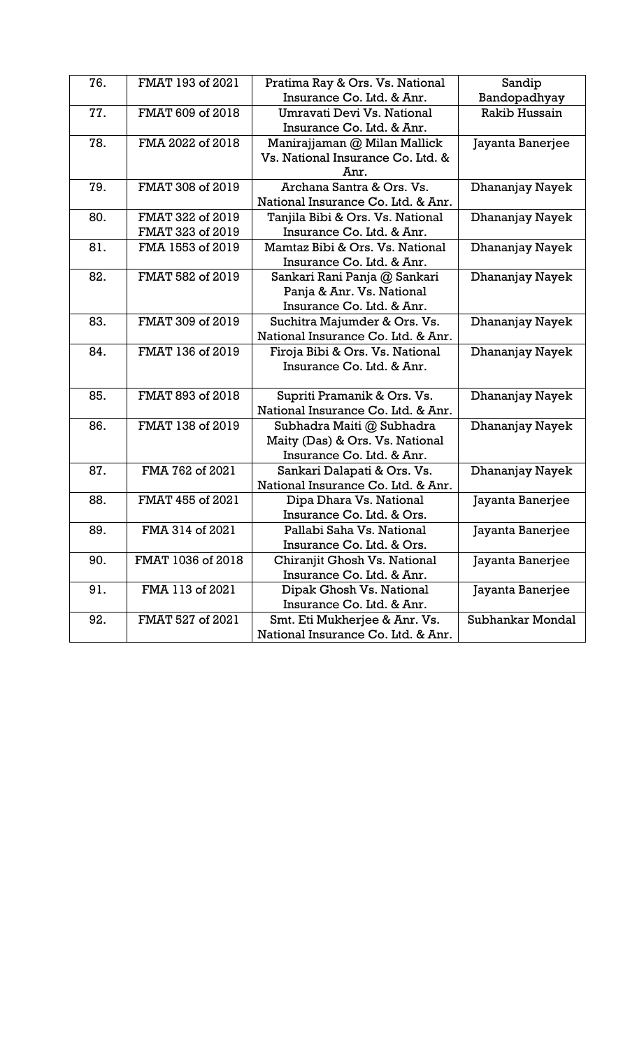| 76. | FMAT 193 of 2021 | Pratima Ray & Ors. Vs. National Insurance Co. Ltd. & Anr. | Sandip Bandopadhyay |
|---|---|---|---|
| 77. | FMAT 609 of 2018 | Umravati Devi Vs. National Insurance Co. Ltd. & Anr. | Rakib Hussain |
| 78. | FMA 2022 of 2018 | Manirajjaman @ Milan Mallick Vs. National Insurance Co. Ltd. & Anr. | Jayanta Banerjee |
| 79. | FMAT 308 of 2019 | Archana Santra & Ors. Vs. National Insurance Co. Ltd. & Anr. | Dhananjay Nayek |
| 80. | FMAT 322 of 2019 FMAT 323 of 2019 | Tanjila Bibi & Ors. Vs. National Insurance Co. Ltd. & Anr. | Dhananjay Nayek |
| 81. | FMA 1553 of 2019 | Mamtaz Bibi & Ors. Vs. National Insurance Co. Ltd. & Anr. | Dhananjay Nayek |
| 82. | FMAT 582 of 2019 | Sankari Rani Panja @ Sankari Panja & Anr. Vs. National Insurance Co. Ltd. & Anr. | Dhananjay Nayek |
| 83. | FMAT 309 of 2019 | Suchitra Majumder & Ors. Vs. National Insurance Co. Ltd. & Anr. | Dhananjay Nayek |
| 84. | FMAT 136 of 2019 | Firoja Bibi & Ors. Vs. National Insurance Co. Ltd. & Anr. | Dhananjay Nayek |
| 85. | FMAT 893 of 2018 | Supriti Pramanik & Ors. Vs. National Insurance Co. Ltd. & Anr. | Dhananjay Nayek |
| 86. | FMAT 138 of 2019 | Subhadra Maiti @ Subhadra Maity (Das) & Ors. Vs. National Insurance Co. Ltd. & Anr. | Dhananjay Nayek |
| 87. | FMA 762 of 2021 | Sankari Dalapati & Ors. Vs. National Insurance Co. Ltd. & Anr. | Dhananjay Nayek |
| 88. | FMAT 455 of 2021 | Dipa Dhara Vs. National Insurance Co. Ltd. & Ors. | Jayanta Banerjee |
| 89. | FMA 314 of 2021 | Pallabi Saha Vs. National Insurance Co. Ltd. & Ors. | Jayanta Banerjee |
| 90. | FMAT 1036 of 2018 | Chiranjit Ghosh Vs. National Insurance Co. Ltd. & Anr. | Jayanta Banerjee |
| 91. | FMA 113 of 2021 | Dipak Ghosh Vs. National Insurance Co. Ltd. & Anr. | Jayanta Banerjee |
| 92. | FMAT 527 of 2021 | Smt. Eti Mukherjee & Anr. Vs. National Insurance Co. Ltd. & Anr. | Subhankar Mondal |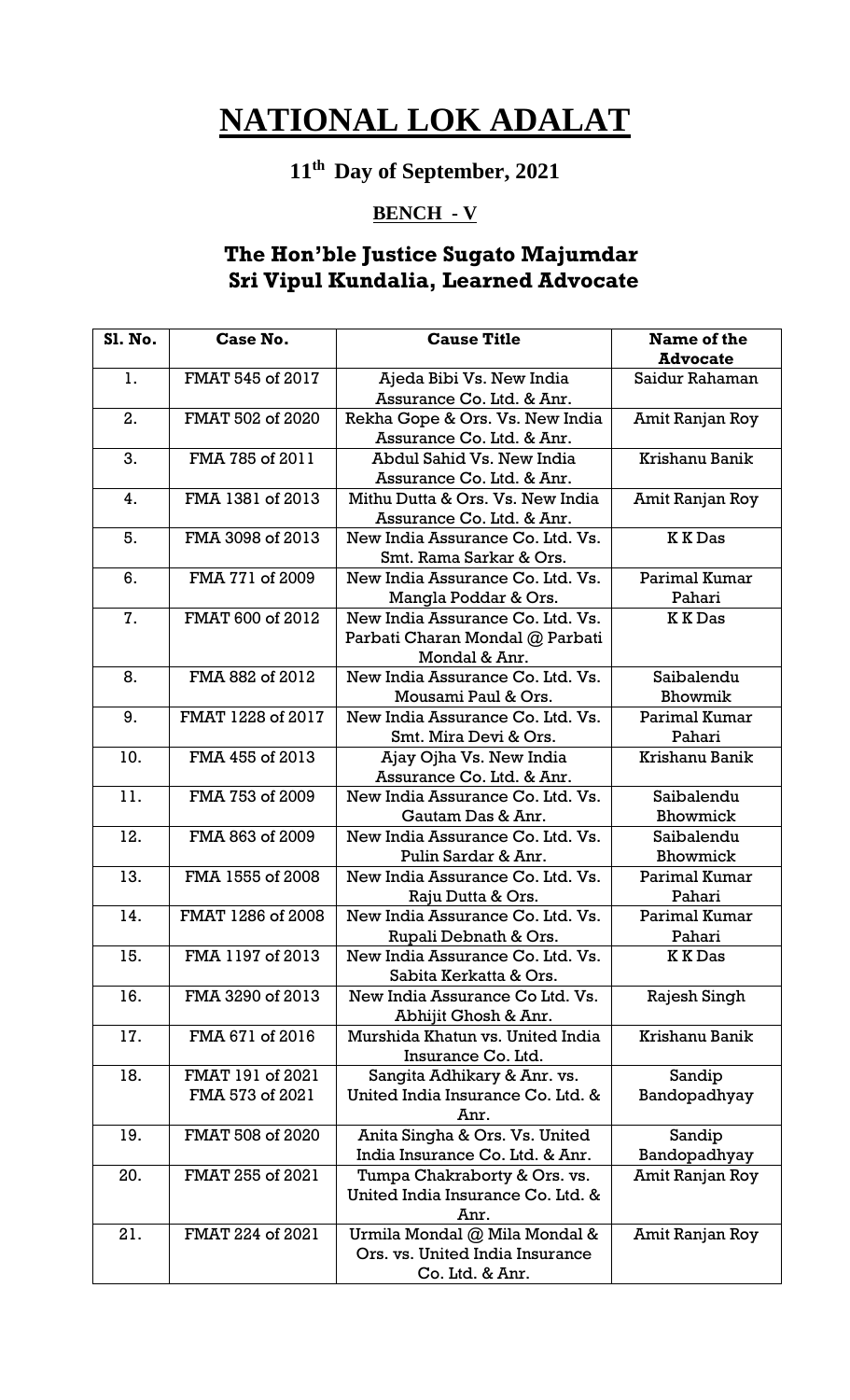# NATIONAL LOK ADALAT

## 11th Day of September, 2021

### BENCH - V

## The Hon'ble Justice Sugato Majumdar
## Sri Vipul Kundalia, Learned Advocate

| Sl. No. | Case No. | Cause Title | Name of the Advocate |
|---|---|---|---|
| 1. | FMAT 545 of 2017 | Ajeda Bibi Vs. New India Assurance Co. Ltd. & Anr. | Saidur Rahaman |
| 2. | FMAT 502 of 2020 | Rekha Gope & Ors. Vs. New India Assurance Co. Ltd. & Anr. | Amit Ranjan Roy |
| 3. | FMA 785 of 2011 | Abdul Sahid Vs. New India Assurance Co. Ltd. & Anr. | Krishanu Banik |
| 4. | FMA 1381 of 2013 | Mithu Dutta & Ors. Vs. New India Assurance Co. Ltd. & Anr. | Amit Ranjan Roy |
| 5. | FMA 3098 of 2013 | New India Assurance Co. Ltd. Vs. Smt. Rama Sarkar & Ors. | K K Das |
| 6. | FMA 771 of 2009 | New India Assurance Co. Ltd. Vs. Mangla Poddar & Ors. | Parimal Kumar Pahari |
| 7. | FMAT 600 of 2012 | New India Assurance Co. Ltd. Vs. Parbati Charan Mondal @ Parbati Mondal & Anr. | K K Das |
| 8. | FMA 882 of 2012 | New India Assurance Co. Ltd. Vs. Mousami Paul & Ors. | Saibalendu Bhowmik |
| 9. | FMAT 1228 of 2017 | New India Assurance Co. Ltd. Vs. Smt. Mira Devi & Ors. | Parimal Kumar Pahari |
| 10. | FMA 455 of 2013 | Ajay Ojha Vs. New India Assurance Co. Ltd. & Anr. | Krishanu Banik |
| 11. | FMA 753 of 2009 | New India Assurance Co. Ltd. Vs. Gautam Das & Anr. | Saibalendu Bhowmick |
| 12. | FMA 863 of 2009 | New India Assurance Co. Ltd. Vs. Pulin Sardar & Anr. | Saibalendu Bhowmick |
| 13. | FMA 1555 of 2008 | New India Assurance Co. Ltd. Vs. Raju Dutta & Ors. | Parimal Kumar Pahari |
| 14. | FMAT 1286 of 2008 | New India Assurance Co. Ltd. Vs. Rupali Debnath & Ors. | Parimal Kumar Pahari |
| 15. | FMA 1197 of 2013 | New India Assurance Co. Ltd. Vs. Sabita Kerkatta & Ors. | K K Das |
| 16. | FMA 3290 of 2013 | New India Assurance Co Ltd. Vs. Abhijit Ghosh & Anr. | Rajesh Singh |
| 17. | FMA 671 of 2016 | Murshida Khatun vs. United India Insurance Co. Ltd. | Krishanu Banik |
| 18. | FMAT 191 of 2021<br>FMA 573 of 2021 | Sangita Adhikary & Anr. vs. United India Insurance Co. Ltd. & Anr. | Sandip Bandopadhyay |
| 19. | FMAT 508 of 2020 | Anita Singha & Ors. Vs. United India Insurance Co. Ltd. & Anr. | Sandip Bandopadhyay |
| 20. | FMAT 255 of 2021 | Tumpa Chakraborty & Ors. vs. United India Insurance Co. Ltd. & Anr. | Amit Ranjan Roy |
| 21. | FMAT 224 of 2021 | Urmila Mondal @ Mila Mondal & Ors. vs. United India Insurance Co. Ltd. & Anr. | Amit Ranjan Roy |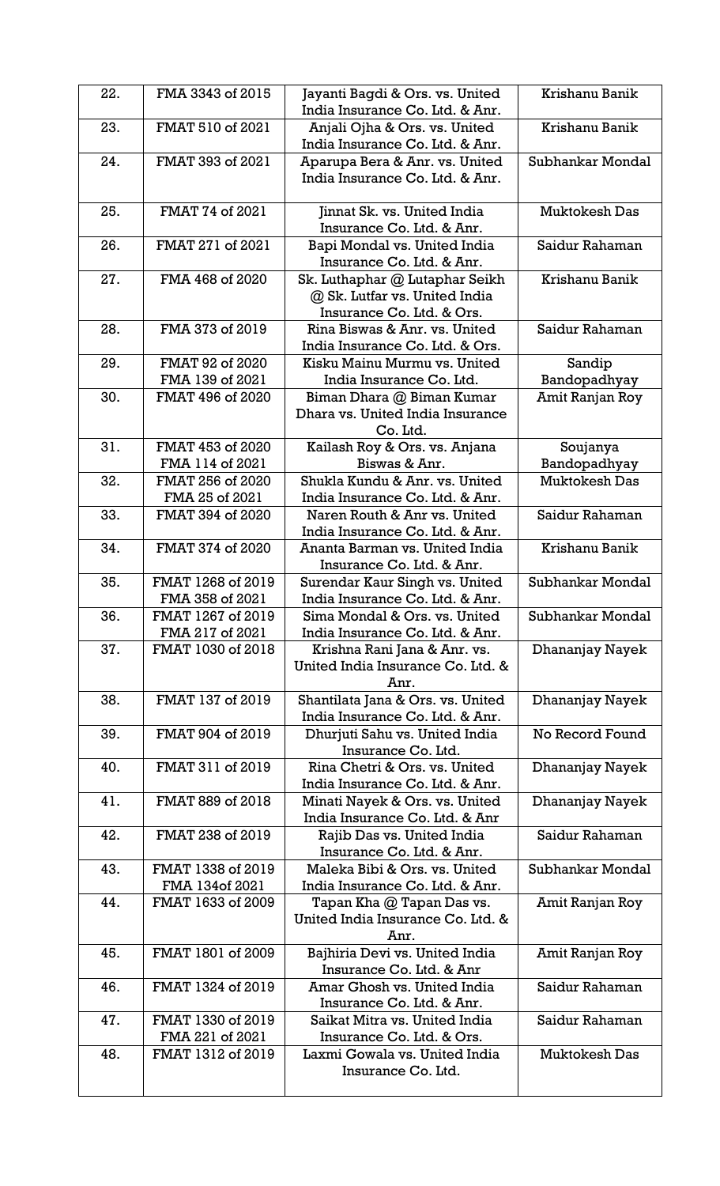| 22. | FMA 3343 of 2015 | Jayanti Bagdi & Ors. vs. United India Insurance Co. Ltd. & Anr. | Krishanu Banik |
|---|---|---|---|
| 23. | FMAT 510 of 2021 | Anjali Ojha & Ors. vs. United India Insurance Co. Ltd. & Anr. | Krishanu Banik |
| 24. | FMAT 393 of 2021 | Aparupa Bera & Anr. vs. United India Insurance Co. Ltd. & Anr. | Subhankar Mondal |
| 25. | FMAT 74 of 2021 | Jinnat Sk. vs. United India Insurance Co. Ltd. & Anr. | Muktokesh Das |
| 26. | FMAT 271 of 2021 | Bapi Mondal vs. United India Insurance Co. Ltd. & Anr. | Saidur Rahaman |
| 27. | FMA 468 of 2020 | Sk. Luthaphar @ Lutaphar Seikh @ Sk. Lutfar vs. United India Insurance Co. Ltd. & Ors. | Krishanu Banik |
| 28. | FMA 373 of 2019 | Rina Biswas & Anr. vs. United India Insurance Co. Ltd. & Ors. | Saidur Rahaman |
| 29. | FMAT 92 of 2020<br>FMA 139 of 2021 | Kisku Mainu Murmu vs. United India Insurance Co. Ltd. | Sandip Bandopadhyay |
| 30. | FMAT 496 of 2020 | Biman Dhara @ Biman Kumar Dhara vs. United India Insurance Co. Ltd. | Amit Ranjan Roy |
| 31. | FMAT 453 of 2020<br>FMA 114 of 2021 | Kailash Roy & Ors. vs. Anjana Biswas & Anr. | Soujanya Bandopadhyay |
| 32. | FMAT 256 of 2020<br>FMA 25 of 2021 | Shukla Kundu & Anr. vs. United India Insurance Co. Ltd. & Anr. | Muktokesh Das |
| 33. | FMAT 394 of 2020 | Naren Routh & Anr vs. United India Insurance Co. Ltd. & Anr. | Saidur Rahaman |
| 34. | FMAT 374 of 2020 | Ananta Barman vs. United India Insurance Co. Ltd. & Anr. | Krishanu Banik |
| 35. | FMAT 1268 of 2019<br>FMA 358 of 2021 | Surendar Kaur Singh vs. United India Insurance Co. Ltd. & Anr. | Subhankar Mondal |
| 36. | FMAT 1267 of 2019<br>FMA 217 of 2021 | Sima Mondal & Ors. vs. United India Insurance Co. Ltd. & Anr. | Subhankar Mondal |
| 37. | FMAT 1030 of 2018 | Krishna Rani Jana & Anr. vs. United India Insurance Co. Ltd. & Anr. | Dhananjay Nayek |
| 38. | FMAT 137 of 2019 | Shantilata Jana & Ors. vs. United India Insurance Co. Ltd. & Anr. | Dhananjay Nayek |
| 39. | FMAT 904 of 2019 | Dhurjuti Sahu vs. United India Insurance Co. Ltd. | No Record Found |
| 40. | FMAT 311 of 2019 | Rina Chetri & Ors. vs. United India Insurance Co. Ltd. & Anr. | Dhananjay Nayek |
| 41. | FMAT 889 of 2018 | Minati Nayek & Ors. vs. United India Insurance Co. Ltd. & Anr | Dhananjay Nayek |
| 42. | FMAT 238 of 2019 | Rajib Das vs. United India Insurance Co. Ltd. & Anr. | Saidur Rahaman |
| 43. | FMAT 1338 of 2019<br>FMA 134of 2021 | Maleka Bibi & Ors. vs. United India Insurance Co. Ltd. & Anr. | Subhankar Mondal |
| 44. | FMAT 1633 of 2009 | Tapan Kha @ Tapan Das vs. United India Insurance Co. Ltd. & Anr. | Amit Ranjan Roy |
| 45. | FMAT 1801 of 2009 | Bajhiria Devi vs. United India Insurance Co. Ltd. & Anr | Amit Ranjan Roy |
| 46. | FMAT 1324 of 2019 | Amar Ghosh vs. United India Insurance Co. Ltd. & Anr. | Saidur Rahaman |
| 47. | FMAT 1330 of 2019<br>FMA 221 of 2021 | Saikat Mitra vs. United India Insurance Co. Ltd. & Ors. | Saidur Rahaman |
| 48. | FMAT 1312 of 2019 | Laxmi Gowala vs. United India Insurance Co. Ltd. | Muktokesh Das |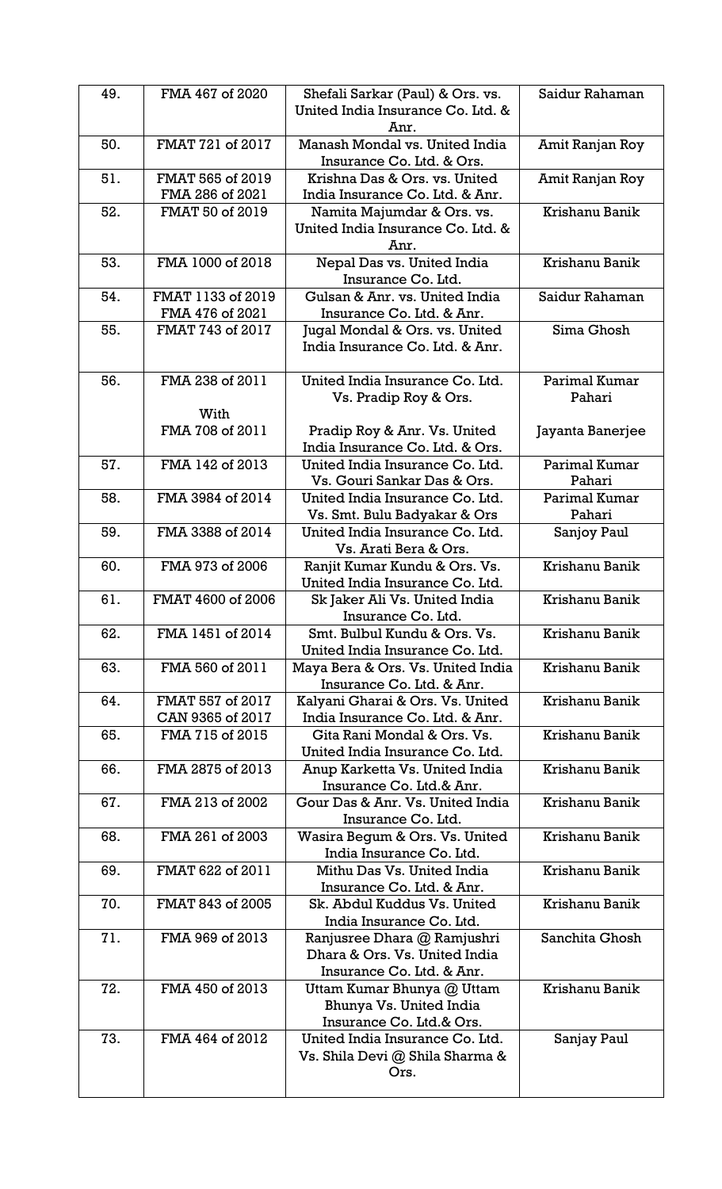| 49. | FMA 467 of 2020 | Shefali Sarkar (Paul) & Ors. vs. United India Insurance Co. Ltd. & Anr. | Saidur Rahaman |
|---|---|---|---|
| 50. | FMAT 721 of 2017 | Manash Mondal vs. United India Insurance Co. Ltd. & Ors. | Amit Ranjan Roy |
| 51. | FMAT 565 of 2019<br>FMA 286 of 2021 | Krishna Das & Ors. vs. United India Insurance Co. Ltd. & Anr. | Amit Ranjan Roy |
| 52. | FMAT 50 of 2019 | Namita Majumdar & Ors. vs. United India Insurance Co. Ltd. & Anr. | Krishanu Banik |
| 53. | FMA 1000 of 2018 | Nepal Das vs. United India Insurance Co. Ltd. | Krishanu Banik |
| 54. | FMAT 1133 of 2019<br>FMA 476 of 2021 | Gulsan & Anr. vs. United India Insurance Co. Ltd. & Anr. | Saidur Rahaman |
| 55. | FMAT 743 of 2017 | Jugal Mondal & Ors. vs. United India Insurance Co. Ltd. & Anr. | Sima Ghosh |
| 56. | FMA 238 of 2011<br><br>With<br>FMA 708 of 2011 | United India Insurance Co. Ltd. Vs. Pradip Roy & Ors.<br><br>Pradip Roy & Anr. Vs. United India Insurance Co. Ltd. & Ors. | Parimal Kumar Pahari<br><br>Jayanta Banerjee |
| 57. | FMA 142 of 2013 | United India Insurance Co. Ltd. Vs. Gouri Sankar Das & Ors. | Parimal Kumar Pahari |
| 58. | FMA 3984 of 2014 | United India Insurance Co. Ltd. Vs. Smt. Bulu Badyakar & Ors | Parimal Kumar Pahari |
| 59. | FMA 3388 of 2014 | United India Insurance Co. Ltd. Vs. Arati Bera & Ors. | Sanjoy Paul |
| 60. | FMA 973 of 2006 | Ranjit Kumar Kundu & Ors. Vs. United India Insurance Co. Ltd. | Krishanu Banik |
| 61. | FMAT 4600 of 2006 | Sk Jaker Ali Vs. United India Insurance Co. Ltd. | Krishanu Banik |
| 62. | FMA 1451 of 2014 | Smt. Bulbul Kundu & Ors. Vs. United India Insurance Co. Ltd. | Krishanu Banik |
| 63. | FMA 560 of 2011 | Maya Bera & Ors. Vs. United India Insurance Co. Ltd. & Anr. | Krishanu Banik |
| 64. | FMAT 557 of 2017<br>CAN 9365 of 2017 | Kalyani Gharai & Ors. Vs. United India Insurance Co. Ltd. & Anr. | Krishanu Banik |
| 65. | FMA 715 of 2015 | Gita Rani Mondal & Ors. Vs. United India Insurance Co. Ltd. | Krishanu Banik |
| 66. | FMA 2875 of 2013 | Anup Karketta Vs. United India Insurance Co. Ltd.& Anr. | Krishanu Banik |
| 67. | FMA 213 of 2002 | Gour Das & Anr. Vs. United India Insurance Co. Ltd. | Krishanu Banik |
| 68. | FMA 261 of 2003 | Wasira Begum & Ors. Vs. United India Insurance Co. Ltd. | Krishanu Banik |
| 69. | FMAT 622 of 2011 | Mithu Das Vs. United India Insurance Co. Ltd. & Anr. | Krishanu Banik |
| 70. | FMAT 843 of 2005 | Sk. Abdul Kuddus Vs. United India Insurance Co. Ltd. | Krishanu Banik |
| 71. | FMA 969 of 2013 | Ranjusree Dhara @ Ramjushri Dhara & Ors. Vs. United India Insurance Co. Ltd. & Anr. | Sanchita Ghosh |
| 72. | FMA 450 of 2013 | Uttam Kumar Bhunya @ Uttam Bhunya Vs. United India Insurance Co. Ltd.& Ors. | Krishanu Banik |
| 73. | FMA 464 of 2012 | United India Insurance Co. Ltd. Vs. Shila Devi @ Shila Sharma & Ors. | Sanjay Paul |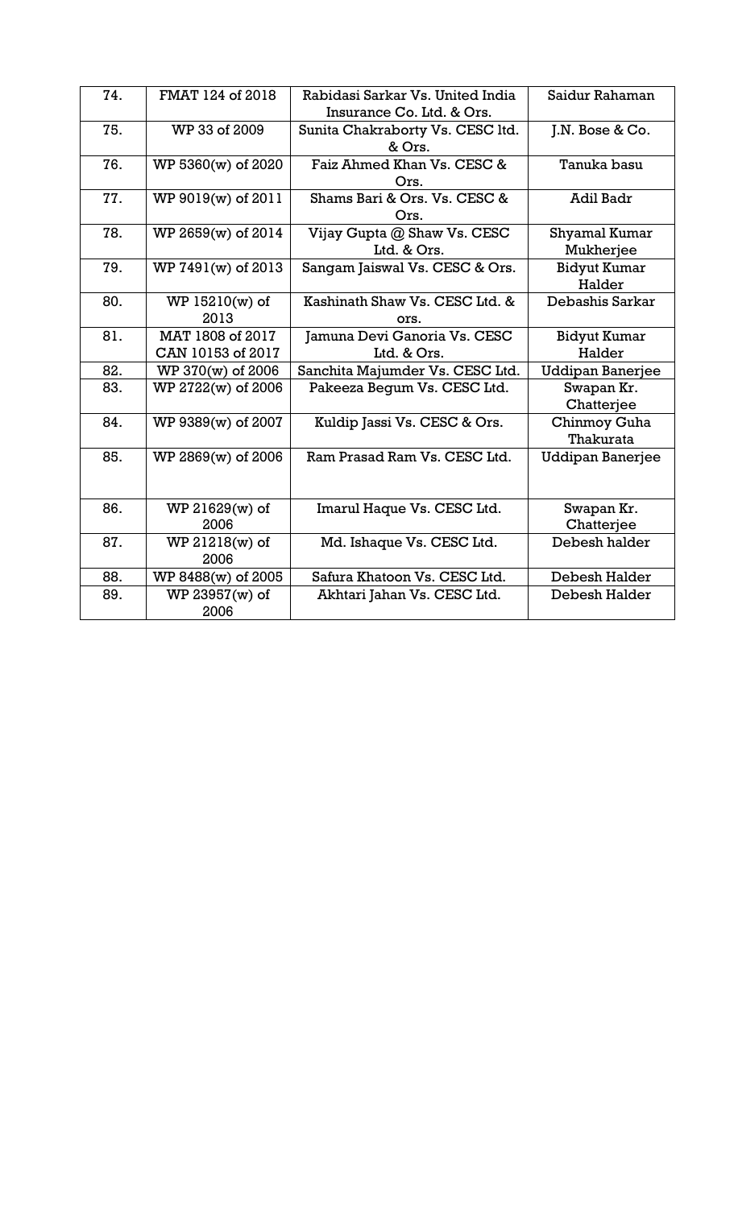| | | | |
|---|---|---|---|
| 74. | FMAT 124 of 2018 | Rabidasi Sarkar Vs. United India Insurance Co. Ltd. & Ors. | Saidur Rahaman |
| 75. | WP 33 of 2009 | Sunita Chakraborty Vs. CESC ltd. & Ors. | J.N. Bose & Co. |
| 76. | WP 5360(w) of 2020 | Faiz Ahmed Khan Vs. CESC & Ors. | Tanuka basu |
| 77. | WP 9019(w) of 2011 | Shams Bari & Ors. Vs. CESC & Ors. | Adil Badr |
| 78. | WP 2659(w) of 2014 | Vijay Gupta @ Shaw Vs. CESC Ltd. & Ors. | Shyamal Kumar Mukherjee |
| 79. | WP 7491(w) of 2013 | Sangam Jaiswal Vs. CESC & Ors. | Bidyut Kumar Halder |
| 80. | WP 15210(w) of 2013 | Kashinath Shaw Vs. CESC Ltd. & ors. | Debashis Sarkar |
| 81. | MAT 1808 of 2017 CAN 10153 of 2017 | Jamuna Devi Ganoria Vs. CESC Ltd. & Ors. | Bidyut Kumar Halder |
| 82. | WP 370(w) of 2006 | Sanchita Majumder Vs. CESC Ltd. | Uddipan Banerjee |
| 83. | WP 2722(w) of 2006 | Pakeeza Begum Vs. CESC Ltd. | Swapan Kr. Chatterjee |
| 84. | WP 9389(w) of 2007 | Kuldip Jassi Vs. CESC & Ors. | Chinmoy Guha Thakurata |
| 85. | WP 2869(w) of 2006 | Ram Prasad Ram Vs. CESC Ltd. | Uddipan Banerjee |
| 86. | WP 21629(w) of 2006 | Imarul Haque Vs. CESC Ltd. | Swapan Kr. Chatterjee |
| 87. | WP 21218(w) of 2006 | Md. Ishaque Vs. CESC Ltd. | Debesh halder |
| 88. | WP 8488(w) of 2005 | Safura Khatoon Vs. CESC Ltd. | Debesh Halder |
| 89. | WP 23957(w) of 2006 | Akhtari Jahan Vs. CESC Ltd. | Debesh Halder |